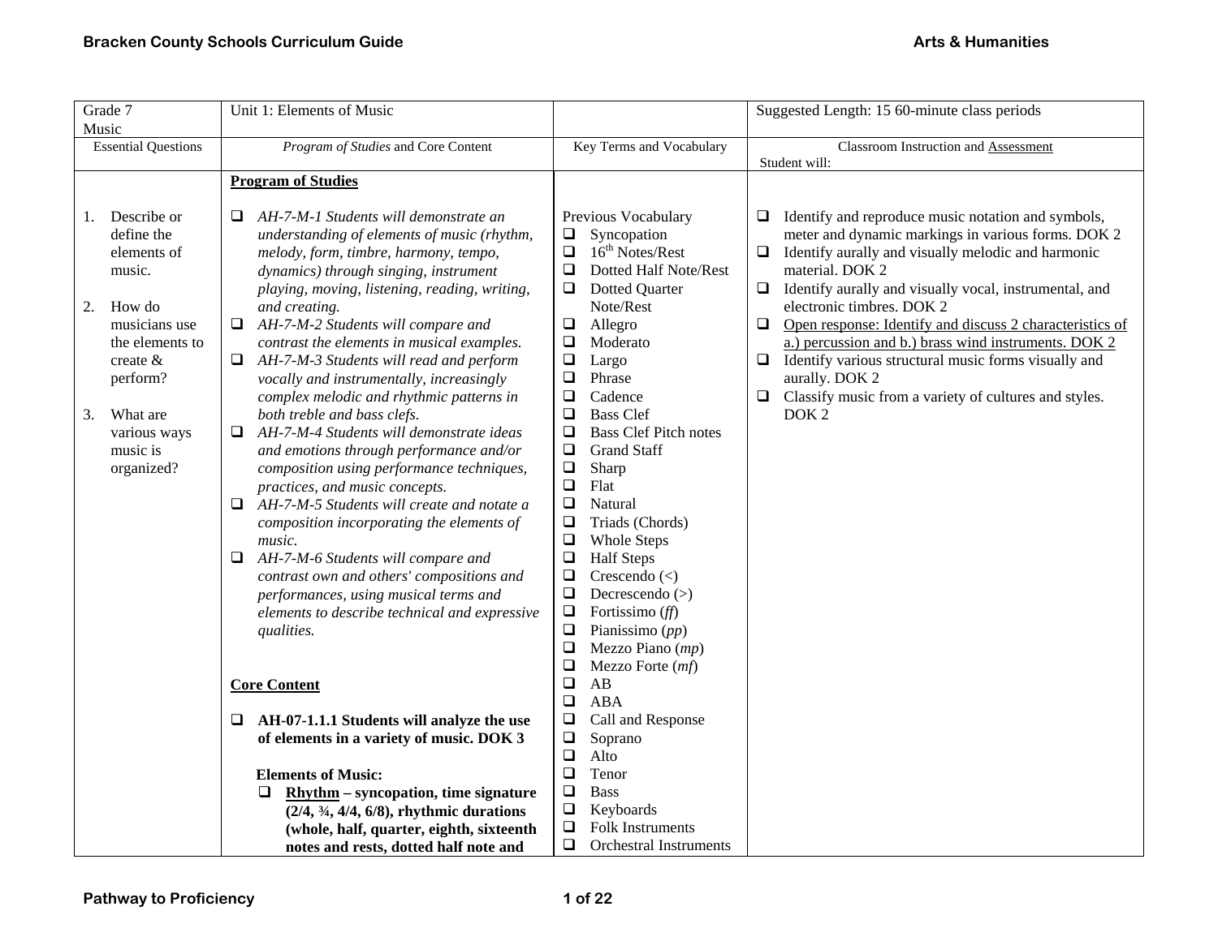| Grade 7 Music | Unit 1: Elements of Music | | Suggested Length: 15 60-minute class periods |
|---|---|---|---|
| Essential Questions | *Program of Studies* and Core Content | Key Terms and Vocabulary | Classroom Instruction and Assessment<br>Student will: |
| 1. Describe or define the elements of music.<br><br>2. How do musicians use the elements to create & perform?<br><br>3. What are various ways music is organized? | **Program of Studies**<br><br>❑ *AH-7-M-1 Students will demonstrate an understanding of elements of music (rhythm, melody, form, timbre, harmony, tempo, dynamics) through singing, instrument playing, moving, listening, reading, writing, and creating.*<br>❑ *AH-7-M-2 Students will compare and contrast the elements in musical examples.*<br>❑ *AH-7-M-3 Students will read and perform vocally and instrumentally, increasingly complex melodic and rhythmic patterns in both treble and bass clefs.*<br>❑ *AH-7-M-4 Students will demonstrate ideas and emotions through performance and/or composition using performance techniques, practices, and music concepts.*<br>❑ *AH-7-M-5 Students will create and notate a composition incorporating the elements of music.*<br>❑ *AH-7-M-6 Students will compare and contrast own and others' compositions and performances, using musical terms and elements to describe technical and expressive qualities.*<br><br>**Core Content**<br><br>❑ **AH-07-1.1.1 Students will analyze the use of elements in a variety of music. DOK 3**<br><br>**Elements of Music:**<br>❑ **Rhythm – syncopation, time signature (2/4, ¾, 4/4, 6/8), rhythmic durations (whole, half, quarter, eighth, sixteenth notes and rests, dotted half note and** | Previous Vocabulary<br>❑ Syncopation<br>❑ 16th Notes/Rest<br>❑ Dotted Half Note/Rest<br>❑ Dotted Quarter Note/Rest<br>❑ Allegro<br>❑ Moderato<br>❑ Largo<br>❑ Phrase<br>❑ Cadence<br>❑ Bass Clef<br>❑ Bass Clef Pitch notes<br>❑ Grand Staff<br>❑ Sharp<br>❑ Flat<br>❑ Natural<br>❑ Triads (Chords)<br>❑ Whole Steps<br>❑ Half Steps<br>❑ Crescendo (<)<br>❑ Decrescendo (>)<br>❑ Fortissimo (*ff*)<br>❑ Pianissimo (*pp*)<br>❑ Mezzo Piano (*mp*)<br>❑ Mezzo Forte (*mf*)<br>❑ AB<br>❑ ABA<br>❑ Call and Response<br>❑ Soprano<br>❑ Alto<br>❑ Tenor<br>❑ Bass<br>❑ Keyboards<br>❑ Folk Instruments<br>❑ Orchestral Instruments | ❑ Identify and reproduce music notation and symbols, meter and dynamic markings in various forms. DOK 2<br>❑ Identify aurally and visually melodic and harmonic material. DOK 2<br>❑ Identify aurally and visually vocal, instrumental, and electronic timbres. DOK 2<br>❑ Open response: Identify and discuss 2 characteristics of a.) percussion and b.) brass wind instruments. DOK 2<br>❑ Identify various structural music forms visually and aurally. DOK 2<br>❑ Classify music from a variety of cultures and styles. DOK 2 |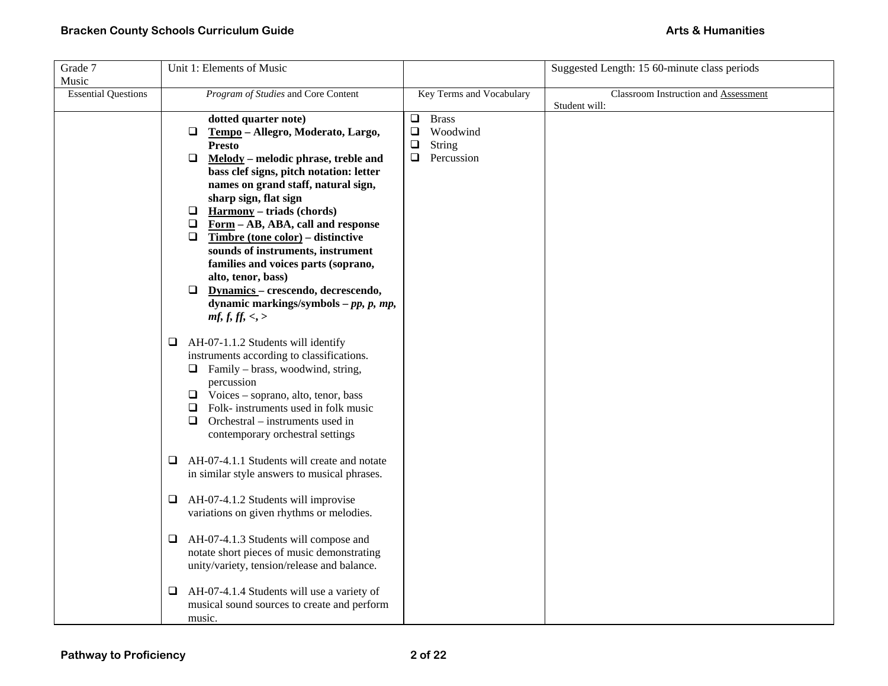| Grade 7<br>Music | Unit 1: Elements of Music | | Suggested Length: 15 60-minute class periods |
|---|---|---|---|
| Essential Questions | *Program of Studies* and Core Content | Key Terms and Vocabulary | Classroom Instruction and Assessment<br>Student will: |
| | **dotted quarter note)**<br>❑ **Tempo – Allegro, Moderato, Largo, Presto**<br>❑ **Melody – melodic phrase, treble and bass clef signs, pitch notation: letter names on grand staff, natural sign, sharp sign, flat sign**<br>❑ **Harmony – triads (chords)**<br>❑ **Form – AB, ABA, call and response**<br>❑ **Timbre (tone color) – distinctive sounds of instruments, instrument families and voices parts (soprano, alto, tenor, bass)**<br>❑ **Dynamics – crescendo, decrescendo, dynamic markings/symbols – *pp, p, mp, mf, f, ff, <, >***<br><br>❑ AH-07-1.1.2 Students will identify instruments according to classifications.<br>❑ Family – brass, woodwind, string, percussion<br>❑ Voices – soprano, alto, tenor, bass<br>❑ Folk- instruments used in folk music<br>❑ Orchestral – instruments used in contemporary orchestral settings<br><br>❑ AH-07-4.1.1 Students will create and notate in similar style answers to musical phrases.<br><br>❑ AH-07-4.1.2 Students will improvise variations on given rhythms or melodies.<br><br>❑ AH-07-4.1.3 Students will compose and notate short pieces of music demonstrating unity/variety, tension/release and balance.<br><br>❑ AH-07-4.1.4 Students will use a variety of musical sound sources to create and perform music. | ❑ Brass<br>❑ Woodwind<br>❑ String<br>❑ Percussion | |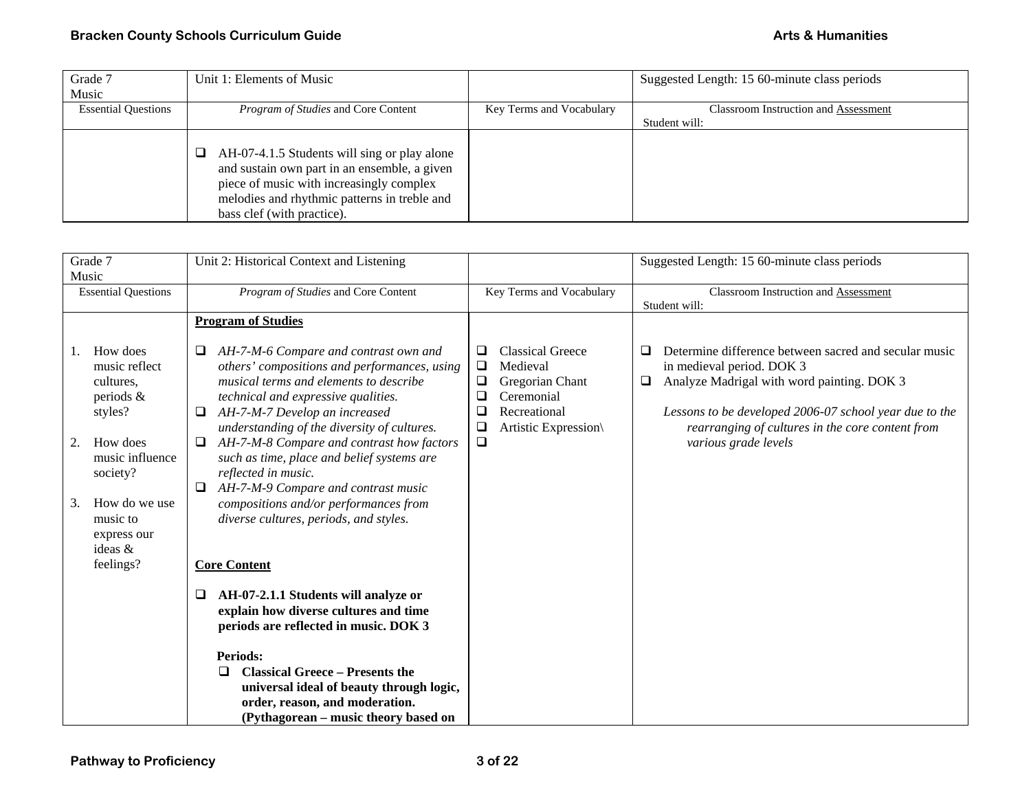| Grade 7 Music | Unit 1: Elements of Music | | Suggested Length: 15 60-minute class periods |
|---|---|---|---|
| Essential Questions | *Program of Studies* and Core Content | Key Terms and Vocabulary | Classroom Instruction and Assessment<br>Student will: |
| | ❑ AH-07-4.1.5 Students will sing or play alone and sustain own part in an ensemble, a given piece of music with increasingly complex melodies and rhythmic patterns in treble and bass clef (with practice). | | |

| Grade 7 Music | Unit 2: Historical Context and Listening | | Suggested Length: 15 60-minute class periods |
|---|---|---|---|
| Essential Questions | *Program of Studies* and Core Content | Key Terms and Vocabulary | Classroom Instruction and Assessment<br>Student will: |
| 1. How does music reflect cultures, periods & styles?<br><br>2. How does music influence society?<br><br>3. How do we use music to express our ideas & feelings? | **Program of Studies**<br><br>❑ *AH-7-M-6 Compare and contrast own and others' compositions and performances, using musical terms and elements to describe technical and expressive qualities.*<br>❑ *AH-7-M-7 Develop an increased understanding of the diversity of cultures.*<br>❑ *AH-7-M-8 Compare and contrast how factors such as time, place and belief systems are reflected in music.*<br>❑ *AH-7-M-9 Compare and contrast music compositions and/or performances from diverse cultures, periods, and styles.*<br><br>**Core Content**<br><br>❑ **AH-07-2.1.1 Students will analyze or explain how diverse cultures and time periods are reflected in music. DOK 3**<br><br>**Periods:**<br>❑ **Classical Greece – Presents the universal ideal of beauty through logic, order, reason, and moderation. (Pythagorean – music theory based on** | ❑ Classical Greece<br>❑ Medieval<br>❑ Gregorian Chant<br>❑ Ceremonial<br>❑ Recreational<br>❑ Artistic Expression\<br>❑ | ❑ Determine difference between sacred and secular music in medieval period. DOK 3<br>❑ Analyze Madrigal with word painting. DOK 3<br><br>*Lessons to be developed 2006-07 school year due to the rearranging of cultures in the core content from various grade levels* |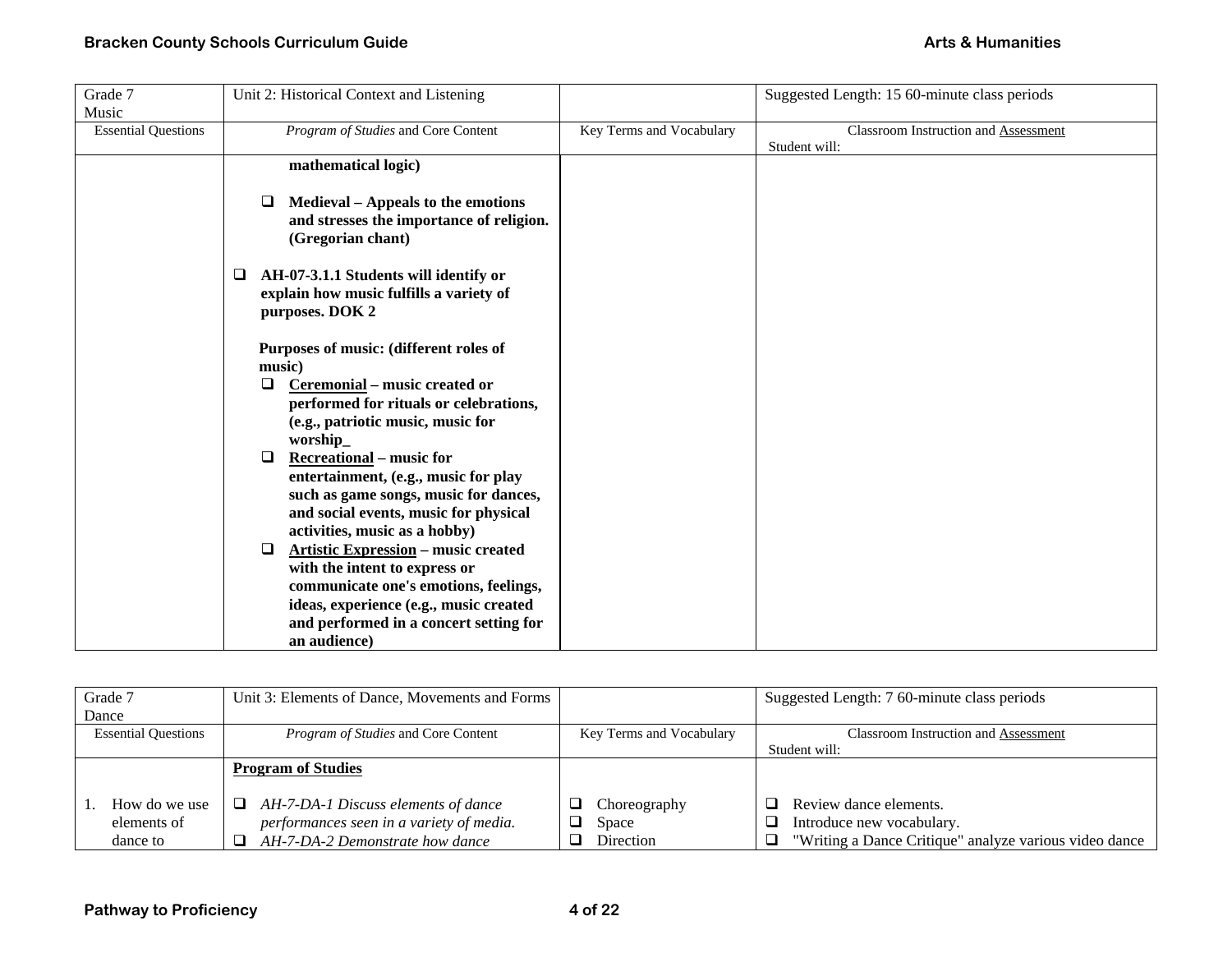| Grade 7 Music | Unit 2: Historical Context and Listening | | Suggested Length: 15 60-minute class periods |
|---|---|---|---|
| Essential Questions | *Program of Studies* and Core Content | Key Terms and Vocabulary | Classroom Instruction and Assessment<br>Student will: |
| | **mathematical logic)**<br><br>❑ **Medieval – Appeals to the emotions and stresses the importance of religion. (Gregorian chant)**<br><br>❑ **AH-07-3.1.1 Students will identify or explain how music fulfills a variety of purposes. DOK 2**<br><br>**Purposes of music: (different roles of music)**<br>❑ **Ceremonial – music created or performed for rituals or celebrations, (e.g., patriotic music, music for worship_**<br>❑ **Recreational – music for entertainment, (e.g., music for play such as game songs, music for dances, and social events, music for physical activities, music as a hobby)**<br>❑ **Artistic Expression – music created with the intent to express or communicate one's emotions, feelings, ideas, experience (e.g., music created and performed in a concert setting for an audience)** | | |

| Grade 7 Dance | Unit 3: Elements of Dance, Movements and Forms | | Suggested Length: 7 60-minute class periods |
|---|---|---|---|
| Essential Questions | *Program of Studies* and Core Content | Key Terms and Vocabulary | Classroom Instruction and Assessment<br>Student will: |
| 1. How do we use elements of dance to | **Program of Studies**<br><br>❑ *AH-7-DA-1 Discuss elements of dance performances seen in a variety of media.*<br>❑ *AH-7-DA-2 Demonstrate how dance* | ❑ Choreography<br>❑ Space<br>❑ Direction | ❑ Review dance elements.<br>❑ Introduce new vocabulary.<br>❑ "Writing a Dance Critique" analyze various video dance |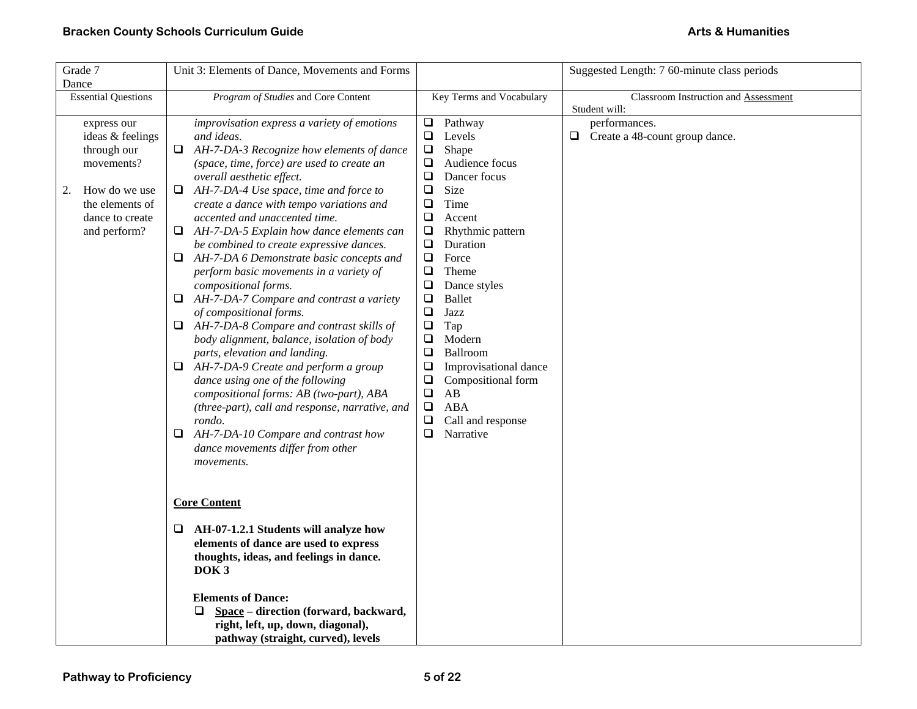| Grade 7 Dance | Unit 3: Elements of Dance, Movements and Forms | | Suggested Length: 7 60-minute class periods |
|---|---|---|---|
| Essential Questions | *Program of Studies* and Core Content | Key Terms and Vocabulary | Classroom Instruction and <u>Assessment</u><br>Student will: |
| express our ideas & feelings through our movements?<br><br>2. How do we use the elements of dance to create and perform? | *improvisation express a variety of emotions and ideas.*<br>❑ *AH-7-DA-3 Recognize how elements of dance (space, time, force) are used to create an overall aesthetic effect.*<br>❑ *AH-7-DA-4 Use space, time and force to create a dance with tempo variations and accented and unaccented time.*<br>❑ *AH-7-DA-5 Explain how dance elements can be combined to create expressive dances.*<br>❑ *AH-7-DA 6 Demonstrate basic concepts and perform basic movements in a variety of compositional forms.*<br>❑ *AH-7-DA-7 Compare and contrast a variety of compositional forms.*<br>❑ *AH-7-DA-8 Compare and contrast skills of body alignment, balance, isolation of body parts, elevation and landing.*<br>❑ *AH-7-DA-9 Create and perform a group dance using one of the following compositional forms: AB (two-part), ABA (three-part), call and response, narrative, and rondo.*<br>❑ *AH-7-DA-10 Compare and contrast how dance movements differ from other movements.*<br><br>**<u>Core Content</u>**<br><br>❑ **AH-07-1.2.1 Students will analyze how elements of dance are used to express thoughts, ideas, and feelings in dance. DOK 3**<br><br>**Elements of Dance:**<br>❑ **<u>Space</u> – direction (forward, backward, right, left, up, down, diagonal), pathway (straight, curved), levels** | ❑ Pathway<br>❑ Levels<br>❑ Shape<br>❑ Audience focus<br>❑ Dancer focus<br>❑ Size<br>❑ Time<br>❑ Accent<br>❑ Rhythmic pattern<br>❑ Duration<br>❑ Force<br>❑ Theme<br>❑ Dance styles<br>❑ Ballet<br>❑ Jazz<br>❑ Tap<br>❑ Modern<br>❑ Ballroom<br>❑ Improvisational dance<br>❑ Compositional form<br>❑ AB<br>❑ ABA<br>❑ Call and response<br>❑ Narrative | performances.<br>❑ Create a 48-count group dance. |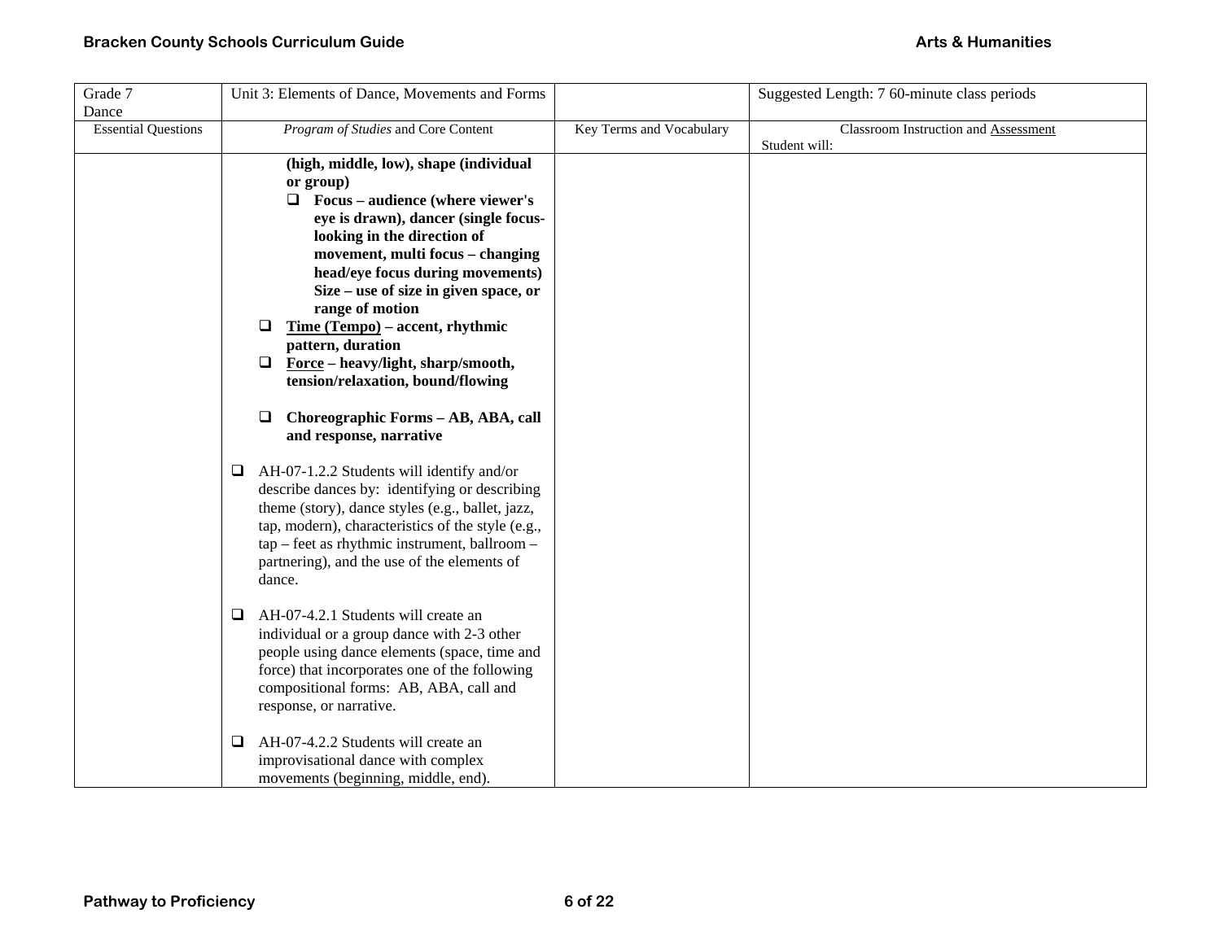| Grade 7 Dance | Unit 3: Elements of Dance, Movements and Forms | | Suggested Length: 7 60-minute class periods |
|---|---|---|---|
| Essential Questions | *Program of Studies* and Core Content | Key Terms and Vocabulary | Classroom Instruction and Assessment<br>Student will: |
| | **(high, middle, low), shape (individual or group)**<br>❑ **Focus – audience (where viewer's eye is drawn), dancer (single focus-looking in the direction of movement, multi focus – changing head/eye focus during movements) Size – use of size in given space, or range of motion**<br>❑ **Time (Tempo) – accent, rhythmic pattern, duration**<br>❑ **Force – heavy/light, sharp/smooth, tension/relaxation, bound/flowing**<br><br>❑ **Choreographic Forms – AB, ABA, call and response, narrative**<br><br>❑ AH-07-1.2.2 Students will identify and/or describe dances by: identifying or describing theme (story), dance styles (e.g., ballet, jazz, tap, modern), characteristics of the style (e.g., tap – feet as rhythmic instrument, ballroom – partnering), and the use of the elements of dance.<br><br>❑ AH-07-4.2.1 Students will create an individual or a group dance with 2-3 other people using dance elements (space, time and force) that incorporates one of the following compositional forms: AB, ABA, call and response, or narrative.<br><br>❑ AH-07-4.2.2 Students will create an improvisational dance with complex movements (beginning, middle, end). | | |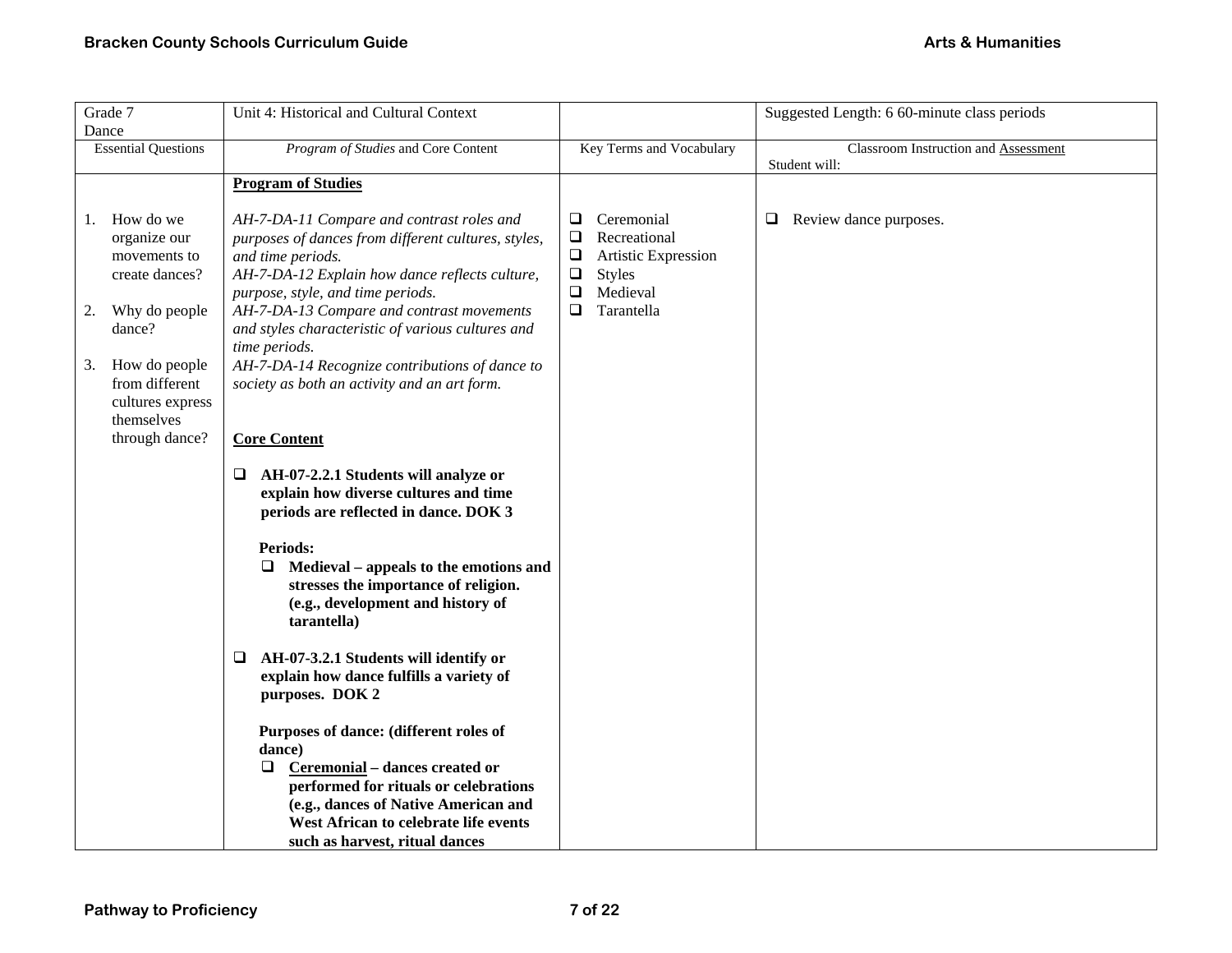| Grade 7 Dance | Unit 4: Historical and Cultural Context | | Suggested Length: 6 60-minute class periods |
|---|---|---|---|
| Essential Questions | *Program of Studies* and Core Content | Key Terms and Vocabulary | Classroom Instruction and Assessment<br>Student will: |
| 1. How do we organize our movements to create dances?<br><br>2. Why do people dance?<br><br>3. How do people from different cultures express themselves through dance? | **Program of Studies**<br><br>*AH-7-DA-11 Compare and contrast roles and purposes of dances from different cultures, styles, and time periods.*<br>*AH-7-DA-12 Explain how dance reflects culture, purpose, style, and time periods.*<br>*AH-7-DA-13 Compare and contrast movements and styles characteristic of various cultures and time periods.*<br>*AH-7-DA-14 Recognize contributions of dance to society as both an activity and an art form.*<br><br>**Core Content**<br><br>❑ **AH-07-2.2.1 Students will analyze or explain how diverse cultures and time periods are reflected in dance. DOK 3**<br><br>**Periods:**<br>❑ **Medieval – appeals to the emotions and stresses the importance of religion. (e.g., development and history of tarantella)**<br><br>❑ **AH-07-3.2.1 Students will identify or explain how dance fulfills a variety of purposes. DOK 2**<br><br>**Purposes of dance: (different roles of dance)**<br>❑ **Ceremonial – dances created or performed for rituals or celebrations (e.g., dances of Native American and West African to celebrate life events such as harvest, ritual dances** | ❑ Ceremonial<br>❑ Recreational<br>❑ Artistic Expression<br>❑ Styles<br>❑ Medieval<br>❑ Tarantella | ❑ Review dance purposes. |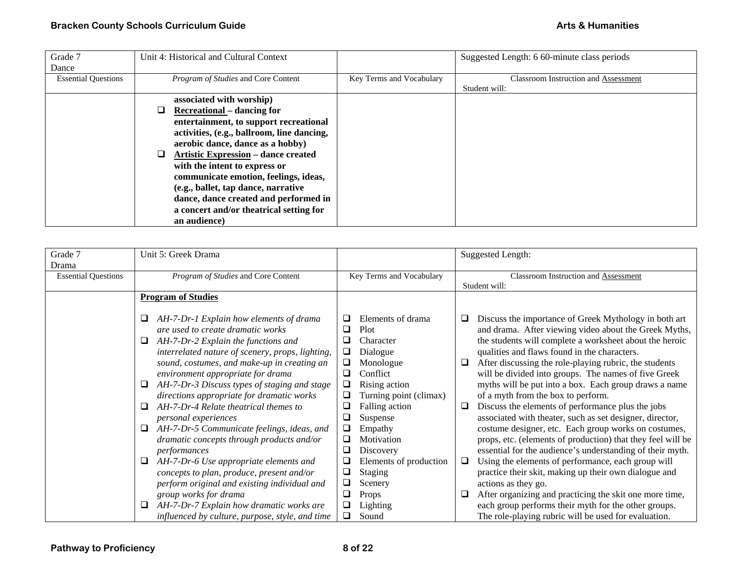| Grade 7<br>Dance | Unit 4: Historical and Cultural Context | | Suggested Length: 6 60-minute class periods |
|---|---|---|---|
| Essential Questions | *Program of Studies* and Core Content | Key Terms and Vocabulary | Classroom Instruction and Assessment<br>Student will: |
| | **associated with worship)**<br>❑ **Recreational – dancing for entertainment, to support recreational activities, (e.g., ballroom, line dancing, aerobic dance, dance as a hobby)**<br>❑ **Artistic Expression – dance created with the intent to express or communicate emotion, feelings, ideas, (e.g., ballet, tap dance, narrative dance, dance created and performed in a concert and/or theatrical setting for an audience)** | | |

| Grade 7<br>Drama | Unit 5: Greek Drama | | Suggested Length: |
|---|---|---|---|
| Essential Questions | *Program of Studies* and Core Content | Key Terms and Vocabulary | Classroom Instruction and Assessment<br>Student will: |
| | **Program of Studies**<br><br>❑ *AH-7-Dr-1 Explain how elements of drama are used to create dramatic works*<br>❑ *AH-7-Dr-2 Explain the functions and interrelated nature of scenery, props, lighting, sound, costumes, and make-up in creating an environment appropriate for drama*<br>❑ *AH-7-Dr-3 Discuss types of staging and stage directions appropriate for dramatic works*<br>❑ *AH-7-Dr-4 Relate theatrical themes to personal experiences*<br>❑ *AH-7-Dr-5 Communicate feelings, ideas, and dramatic concepts through products and/or performances*<br>❑ *AH-7-Dr-6 Use appropriate elements and concepts to plan, produce, present and/or perform original and existing individual and group works for drama*<br>❑ *AH-7-Dr-7 Explain how dramatic works are influenced by culture, purpose, style, and time* | ❑ Elements of drama<br>❑ Plot<br>❑ Character<br>❑ Dialogue<br>❑ Monologue<br>❑ Conflict<br>❑ Rising action<br>❑ Turning point (climax)<br>❑ Falling action<br>❑ Suspense<br>❑ Empathy<br>❑ Motivation<br>❑ Discovery<br>❑ Elements of production<br>❑ Staging<br>❑ Scenery<br>❑ Props<br>❑ Lighting<br>❑ Sound | ❑ Discuss the importance of Greek Mythology in both art and drama. After viewing video about the Greek Myths, the students will complete a worksheet about the heroic qualities and flaws found in the characters.<br>❑ After discussing the role-playing rubric, the students will be divided into groups. The names of five Greek myths will be put into a box. Each group draws a name of a myth from the box to perform.<br>❑ Discuss the elements of performance plus the jobs associated with theater, such as set designer, director, costume designer, etc. Each group works on costumes, props, etc. (elements of production) that they feel will be essential for the audience's understanding of their myth.<br>❑ Using the elements of performance, each group will practice their skit, making up their own dialogue and actions as they go.<br>❑ After organizing and practicing the skit one more time, each group performs their myth for the other groups. The role-playing rubric will be used for evaluation. |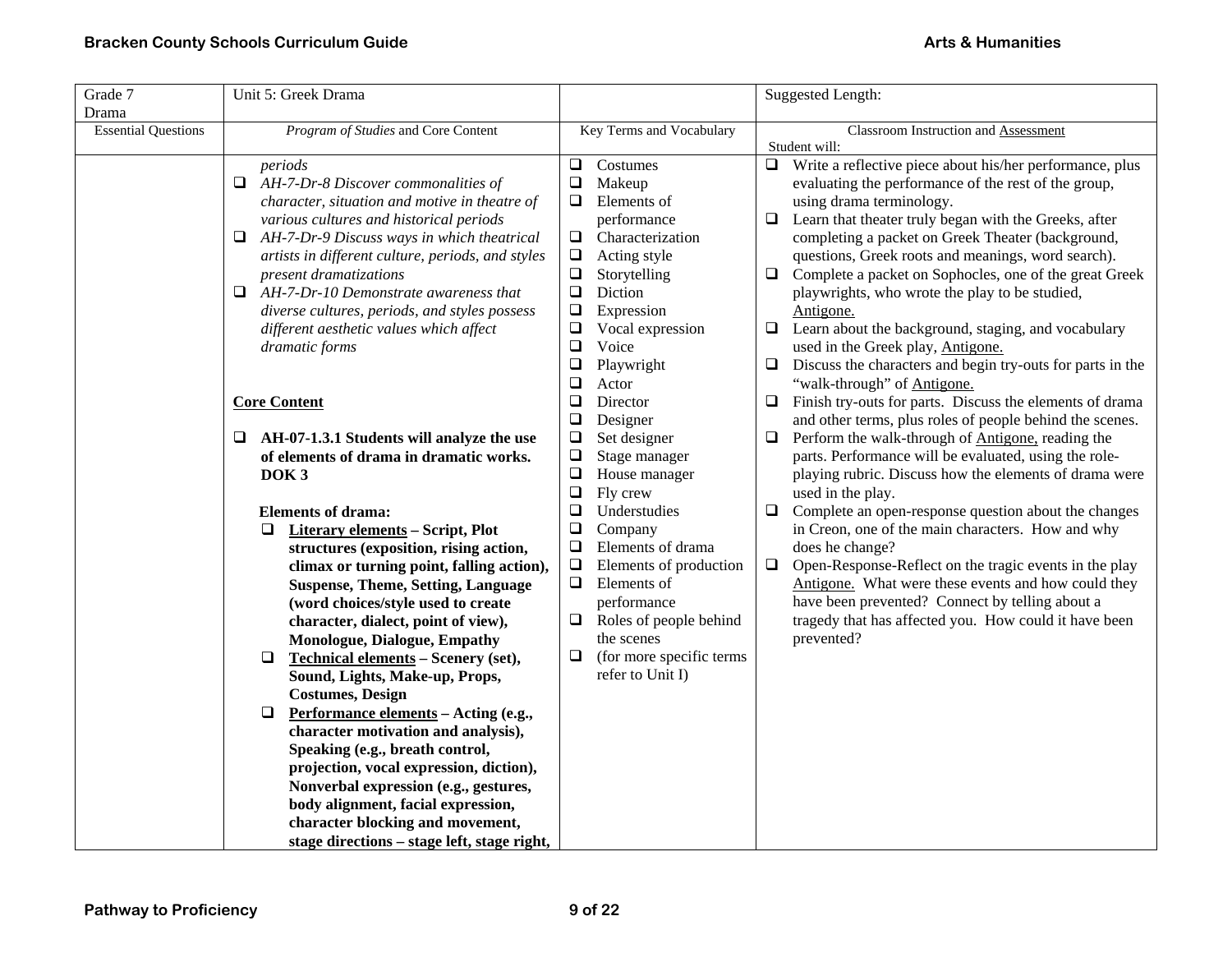| Grade 7 Drama | Unit 5: Greek Drama | | Suggested Length: |
|---|---|---|---|
| Essential Questions | *Program of Studies* and Core Content | Key Terms and Vocabulary | Classroom Instruction and Assessment<br>Student will: |
| | *periods*<br>❑ *AH-7-Dr-8 Discover commonalities of character, situation and motive in theatre of various cultures and historical periods*<br>❑ *AH-7-Dr-9 Discuss ways in which theatrical artists in different culture, periods, and styles present dramatizations*<br>❑ *AH-7-Dr-10 Demonstrate awareness that diverse cultures, periods, and styles possess different aesthetic values which affect dramatic forms*<br><br>**Core Content**<br><br>❑ **AH-07-1.3.1 Students will analyze the use of elements of drama in dramatic works. DOK 3**<br><br>**Elements of drama:**<br>❑ **Literary elements – Script, Plot structures (exposition, rising action, climax or turning point, falling action), Suspense, Theme, Setting, Language (word choices/style used to create character, dialect, point of view), Monologue, Dialogue, Empathy**<br>❑ **Technical elements – Scenery (set), Sound, Lights, Make-up, Props, Costumes, Design**<br>❑ **Performance elements – Acting (e.g., character motivation and analysis), Speaking (e.g., breath control, projection, vocal expression, diction), Nonverbal expression (e.g., gestures, body alignment, facial expression, character blocking and movement, stage directions – stage left, stage right,** | ❑ Costumes<br>❑ Makeup<br>❑ Elements of performance<br>❑ Characterization<br>❑ Acting style<br>❑ Storytelling<br>❑ Diction<br>❑ Expression<br>❑ Vocal expression<br>❑ Voice<br>❑ Playwright<br>❑ Actor<br>❑ Director<br>❑ Designer<br>❑ Set designer<br>❑ Stage manager<br>❑ House manager<br>❑ Fly crew<br>❑ Understudies<br>❑ Company<br>❑ Elements of drama<br>❑ Elements of production<br>❑ Elements of performance<br>❑ Roles of people behind the scenes<br>❑ (for more specific terms refer to Unit I) | ❑ Write a reflective piece about his/her performance, plus evaluating the performance of the rest of the group, using drama terminology.<br>❑ Learn that theater truly began with the Greeks, after completing a packet on Greek Theater (background, questions, Greek roots and meanings, word search).<br>❑ Complete a packet on Sophocles, one of the great Greek playwrights, who wrote the play to be studied, Antigone.<br>❑ Learn about the background, staging, and vocabulary used in the Greek play, Antigone.<br>❑ Discuss the characters and begin try-outs for parts in the "walk-through" of Antigone.<br>❑ Finish try-outs for parts. Discuss the elements of drama and other terms, plus roles of people behind the scenes.<br>❑ Perform the walk-through of Antigone, reading the parts. Performance will be evaluated, using the role-playing rubric. Discuss how the elements of drama were used in the play.<br>❑ Complete an open-response question about the changes in Creon, one of the main characters. How and why does he change?<br>❑ Open-Response-Reflect on the tragic events in the play Antigone. What were these events and how could they have been prevented? Connect by telling about a tragedy that has affected you. How could it have been prevented? |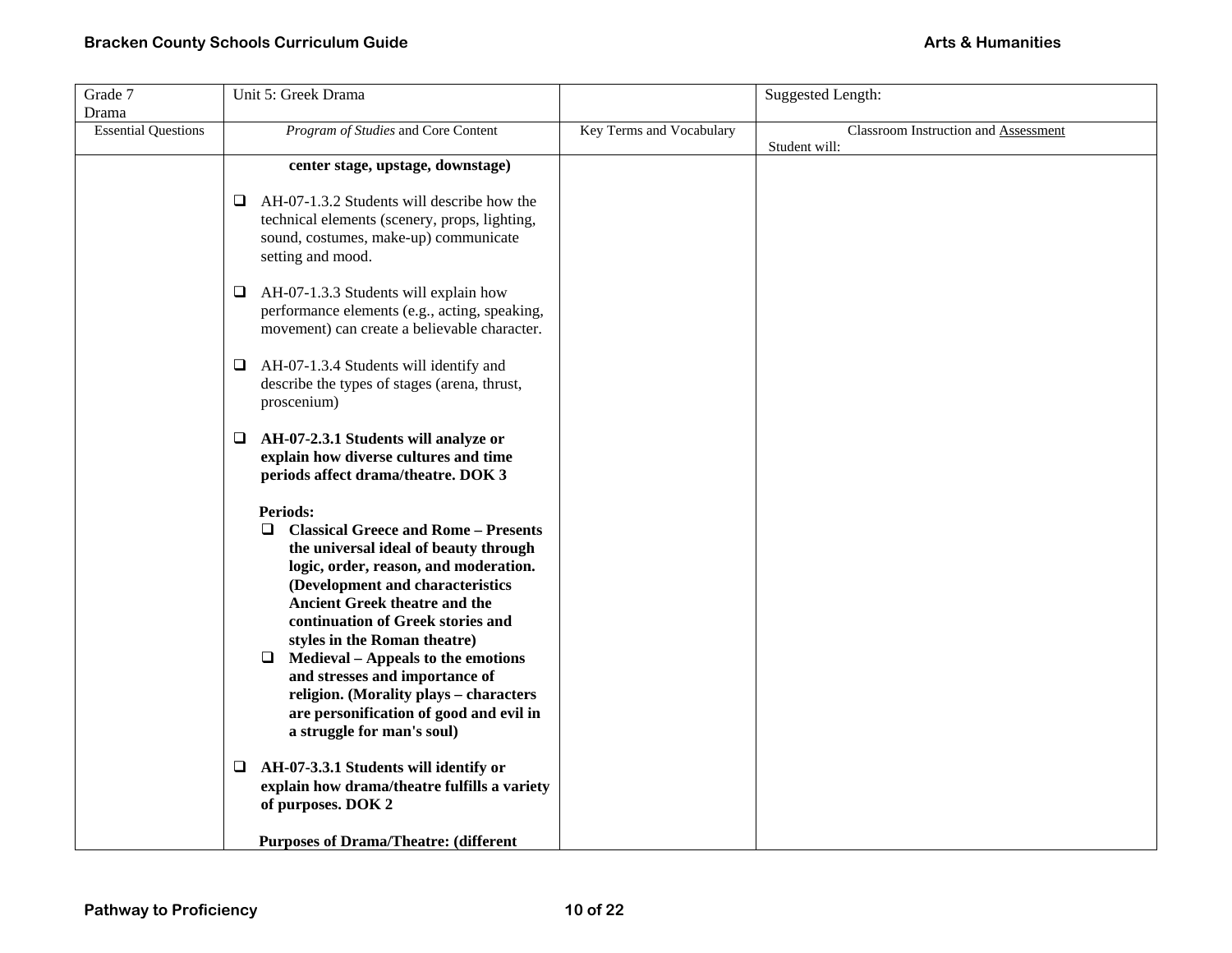| Grade 7 Drama | Unit 5: Greek Drama | | Suggested Length: |
|---|---|---|---|
| Essential Questions | *Program of Studies* and Core Content | Key Terms and Vocabulary | Classroom Instruction and Assessment<br>Student will: |
| | **center stage, upstage, downstage)**<br><br>❑ AH-07-1.3.2 Students will describe how the technical elements (scenery, props, lighting, sound, costumes, make-up) communicate setting and mood.<br><br>❑ AH-07-1.3.3 Students will explain how performance elements (e.g., acting, speaking, movement) can create a believable character.<br><br>❑ AH-07-1.3.4 Students will identify and describe the types of stages (arena, thrust, proscenium)<br><br>❑ **AH-07-2.3.1 Students will analyze or explain how diverse cultures and time periods affect drama/theatre. DOK 3**<br><br>**Periods:**<br>❑ **Classical Greece and Rome – Presents the universal ideal of beauty through logic, order, reason, and moderation. (Development and characteristics Ancient Greek theatre and the continuation of Greek stories and styles in the Roman theatre)**<br>❑ **Medieval – Appeals to the emotions and stresses and importance of religion. (Morality plays – characters are personification of good and evil in a struggle for man's soul)**<br><br>❑ **AH-07-3.3.1 Students will identify or explain how drama/theatre fulfills a variety of purposes. DOK 2**<br><br>**Purposes of Drama/Theatre: (different** | | |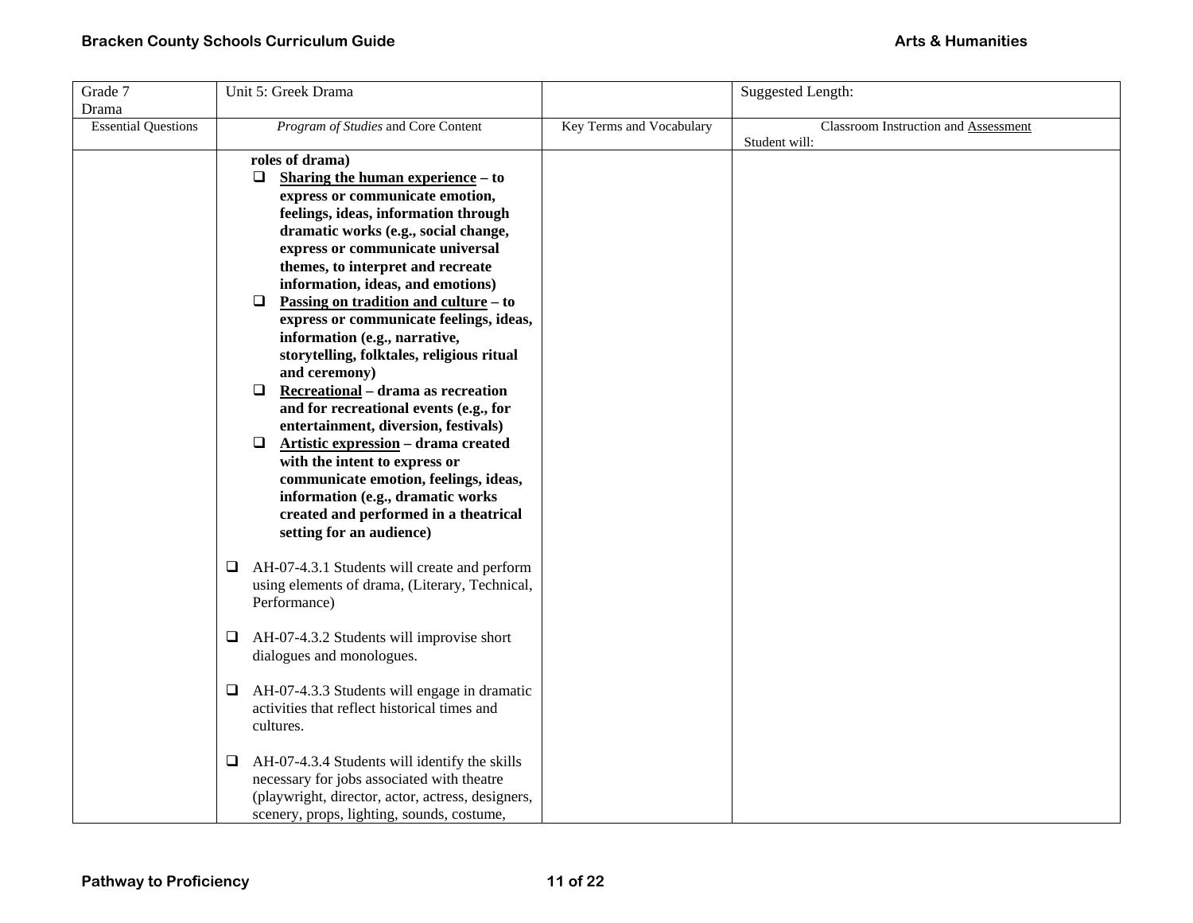| Grade 7 Drama | Unit 5: Greek Drama | | Suggested Length: |
|---|---|---|---|
| Essential Questions | *Program of Studies* and Core Content | Key Terms and Vocabulary | Classroom Instruction and Assessment<br>Student will: |
| | **roles of drama)**<br>❑ **Sharing the human experience – to express or communicate emotion, feelings, ideas, information through dramatic works (e.g., social change, express or communicate universal themes, to interpret and recreate information, ideas, and emotions)**<br>❑ **Passing on tradition and culture – to express or communicate feelings, ideas, information (e.g., narrative, storytelling, folktales, religious ritual and ceremony)**<br>❑ **Recreational – drama as recreation and for recreational events (e.g., for entertainment, diversion, festivals)**<br>❑ **Artistic expression – drama created with the intent to express or communicate emotion, feelings, ideas, information (e.g., dramatic works created and performed in a theatrical setting for an audience)**<br><br>❑ AH-07-4.3.1 Students will create and perform using elements of drama, (Literary, Technical, Performance)<br><br>❑ AH-07-4.3.2 Students will improvise short dialogues and monologues.<br><br>❑ AH-07-4.3.3 Students will engage in dramatic activities that reflect historical times and cultures.<br><br>❑ AH-07-4.3.4 Students will identify the skills necessary for jobs associated with theatre (playwright, director, actor, actress, designers, scenery, props, lighting, sounds, costume, | | |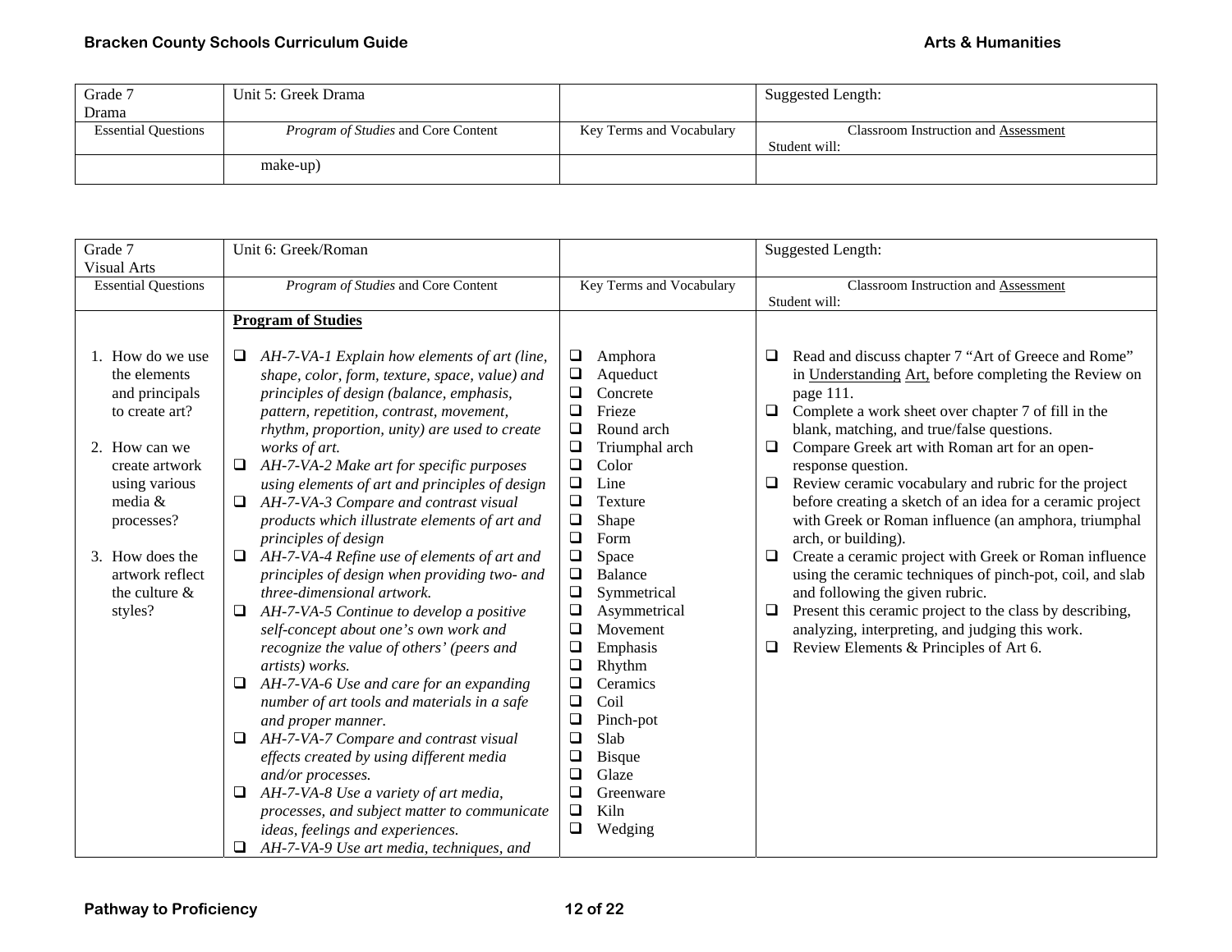| Grade 7 Drama | Unit 5: Greek Drama | | Suggested Length: |
|---|---|---|---|
| Essential Questions | *Program of Studies* and Core Content | Key Terms and Vocabulary | Classroom Instruction and Assessment<br>Student will: |
| | make-up) | | |

| Grade 7 Visual Arts | Unit 6: Greek/Roman | | Suggested Length: |
|---|---|---|---|
| Essential Questions | *Program of Studies* and Core Content | Key Terms and Vocabulary | Classroom Instruction and Assessment<br>Student will: |
| 1. How do we use the elements and principals to create art?<br><br>2. How can we create artwork using various media & processes?<br><br>3. How does the artwork reflect the culture & styles? | **Program of Studies**<br><br>❑ *AH-7-VA-1 Explain how elements of art (line, shape, color, form, texture, space, value) and principles of design (balance, emphasis, pattern, repetition, contrast, movement, rhythm, proportion, unity) are used to create works of art.*<br>❑ *AH-7-VA-2 Make art for specific purposes using elements of art and principles of design*<br>❑ *AH-7-VA-3 Compare and contrast visual products which illustrate elements of art and principles of design*<br>❑ *AH-7-VA-4 Refine use of elements of art and principles of design when providing two- and three-dimensional artwork.*<br>❑ *AH-7-VA-5 Continue to develop a positive self-concept about one's own work and recognize the value of others' (peers and artists) works.*<br>❑ *AH-7-VA-6 Use and care for an expanding number of art tools and materials in a safe and proper manner.*<br>❑ *AH-7-VA-7 Compare and contrast visual effects created by using different media and/or processes.*<br>❑ *AH-7-VA-8 Use a variety of art media, processes, and subject matter to communicate ideas, feelings and experiences.*<br>❑ *AH-7-VA-9 Use art media, techniques, and* | ❑ Amphora<br>❑ Aqueduct<br>❑ Concrete<br>❑ Frieze<br>❑ Round arch<br>❑ Triumphal arch<br>❑ Color<br>❑ Line<br>❑ Texture<br>❑ Shape<br>❑ Form<br>❑ Space<br>❑ Balance<br>❑ Symmetrical<br>❑ Asymmetrical<br>❑ Movement<br>❑ Emphasis<br>❑ Rhythm<br>❑ Ceramics<br>❑ Coil<br>❑ Pinch-pot<br>❑ Slab<br>❑ Bisque<br>❑ Glaze<br>❑ Greenware<br>❑ Kiln<br>❑ Wedging | ❑ Read and discuss chapter 7 "Art of Greece and Rome" in Understanding Art, before completing the Review on page 111.<br>❑ Complete a work sheet over chapter 7 of fill in the blank, matching, and true/false questions.<br>❑ Compare Greek art with Roman art for an open-response question.<br>❑ Review ceramic vocabulary and rubric for the project before creating a sketch of an idea for a ceramic project with Greek or Roman influence (an amphora, triumphal arch, or building).<br>❑ Create a ceramic project with Greek or Roman influence using the ceramic techniques of pinch-pot, coil, and slab and following the given rubric.<br>❑ Present this ceramic project to the class by describing, analyzing, interpreting, and judging this work.<br>❑ Review Elements & Principles of Art 6. |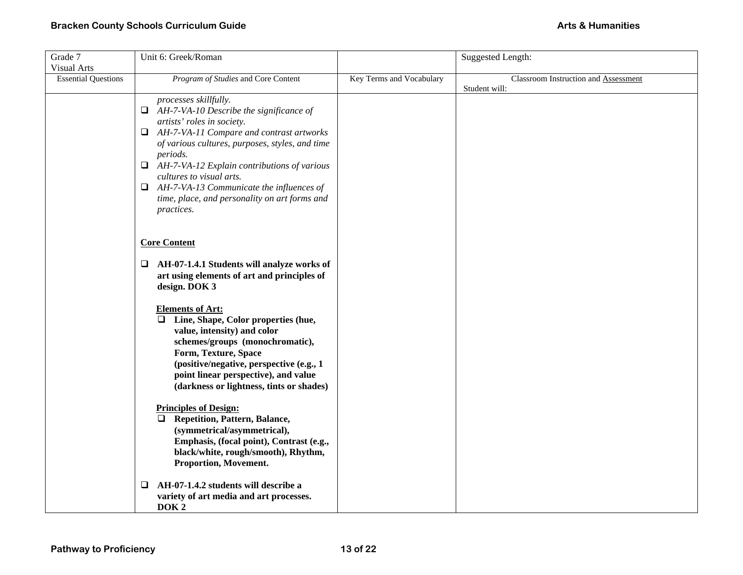| Grade 7 Visual Arts | Unit 6: Greek/Roman | | Suggested Length: |
|---|---|---|---|
| Essential Questions | *Program of Studies* and Core Content | Key Terms and Vocabulary | Classroom Instruction and Assessment<br>Student will: |
| | *processes skillfully.*<br>❑ *AH-7-VA-10 Describe the significance of artists' roles in society.*<br>❑ *AH-7-VA-11 Compare and contrast artworks of various cultures, purposes, styles, and time periods.*<br>❑ *AH-7-VA-12 Explain contributions of various cultures to visual arts.*<br>❑ *AH-7-VA-13 Communicate the influences of time, place, and personality on art forms and practices.*<br><br>**Core Content**<br><br>❑ **AH-07-1.4.1 Students will analyze works of art using elements of art and principles of design. DOK 3**<br><br>**Elements of Art:**<br>❑ **Line, Shape, Color properties (hue, value, intensity) and color schemes/groups (monochromatic), Form, Texture, Space (positive/negative, perspective (e.g., 1 point linear perspective), and value (darkness or lightness, tints or shades)**<br><br>**Principles of Design:**<br>❑ **Repetition, Pattern, Balance, (symmetrical/asymmetrical), Emphasis, (focal point), Contrast (e.g., black/white, rough/smooth), Rhythm, Proportion, Movement.**<br><br>❑ **AH-07-1.4.2 students will describe a variety of art media and art processes. DOK 2** | | |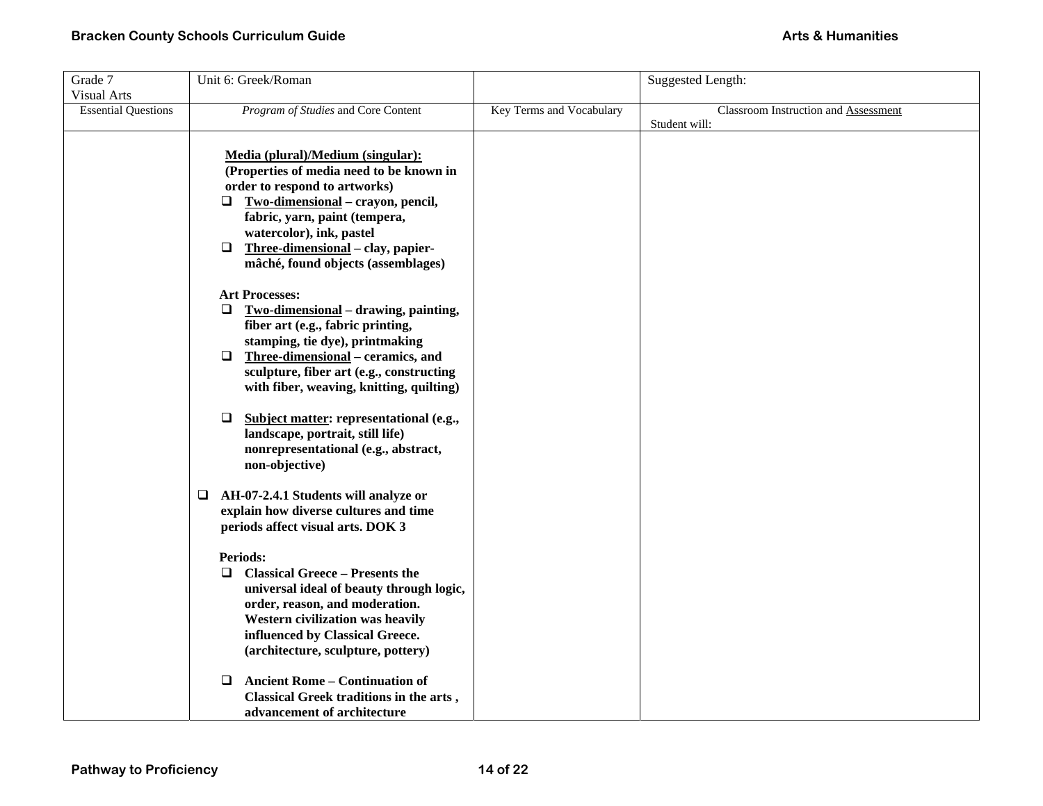| Grade 7<br>Visual Arts | Unit 6: Greek/Roman | | Suggested Length: |
|---|---|---|---|
| Essential Questions | *Program of Studies* and Core Content | Key Terms and Vocabulary | Classroom Instruction and Assessment<br>Student will: |
| | **Media (plural)/Medium (singular): (Properties of media need to be known in order to respond to artworks)**<br>❑ **Two-dimensional – crayon, pencil, fabric, yarn, paint (tempera, watercolor), ink, pastel**<br>❑ **Three-dimensional – clay, papier-mâché, found objects (assemblages)**<br><br>**Art Processes:**<br>❑ **Two-dimensional – drawing, painting, fiber art (e.g., fabric printing, stamping, tie dye), printmaking**<br>❑ **Three-dimensional – ceramics, and sculpture, fiber art (e.g., constructing with fiber, weaving, knitting, quilting)**<br><br>❑ **Subject matter: representational (e.g., landscape, portrait, still life) nonrepresentational (e.g., abstract, non-objective)**<br><br>❑ **AH-07-2.4.1 Students will analyze or explain how diverse cultures and time periods affect visual arts. DOK 3**<br><br>**Periods:**<br>❑ **Classical Greece – Presents the universal ideal of beauty through logic, order, reason, and moderation. Western civilization was heavily influenced by Classical Greece. (architecture, sculpture, pottery)**<br><br>❑ **Ancient Rome – Continuation of Classical Greek traditions in the arts , advancement of architecture** | | |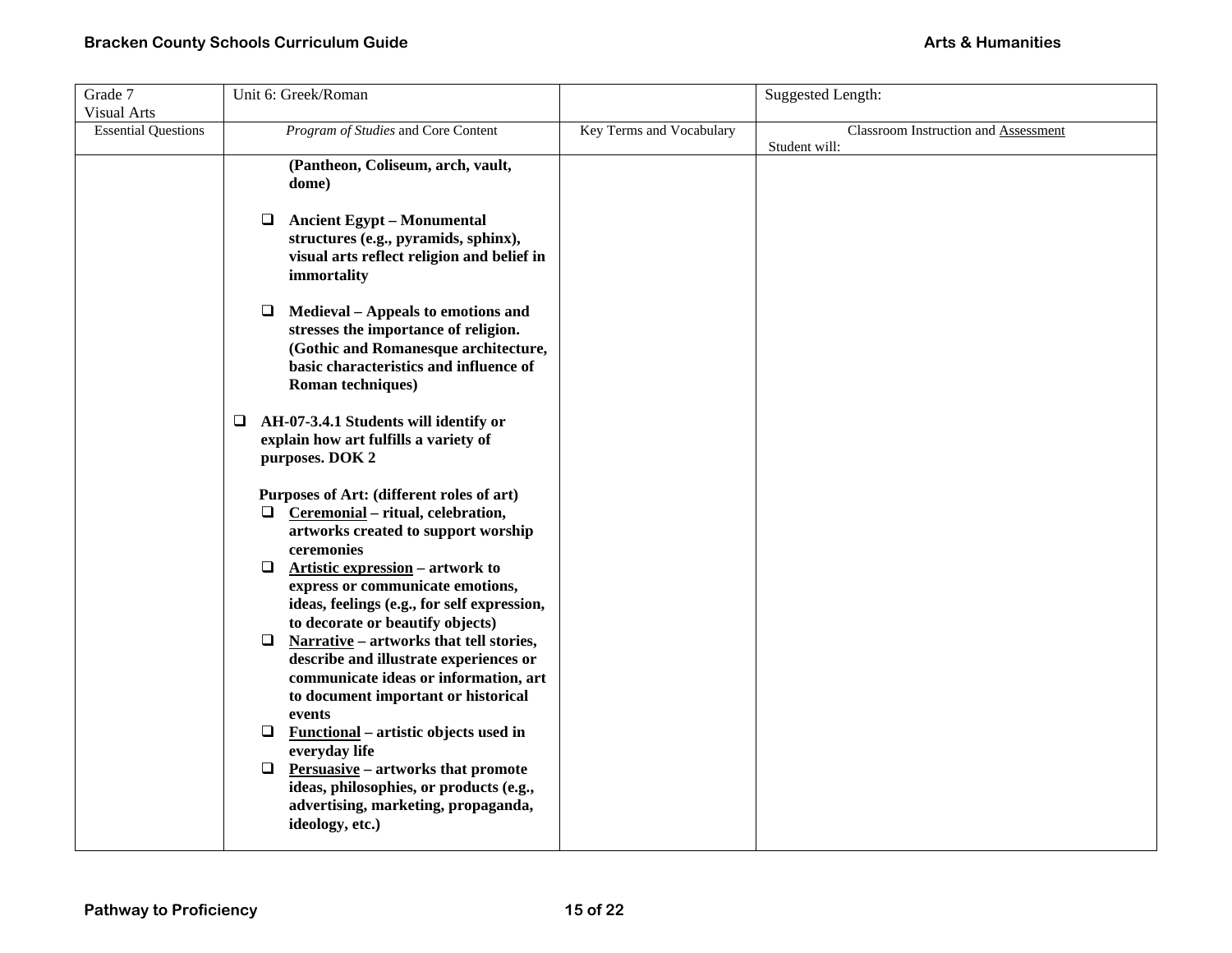| Grade 7 Visual Arts | Unit 6: Greek/Roman | | Suggested Length: |
|---|---|---|---|
| Essential Questions | *Program of Studies* and Core Content | Key Terms and Vocabulary | Classroom Instruction and Assessment<br>Student will: |
| | **(Pantheon, Coliseum, arch, vault, dome)**<br><br>❑ **Ancient Egypt – Monumental structures (e.g., pyramids, sphinx), visual arts reflect religion and belief in immortality**<br><br>❑ **Medieval – Appeals to emotions and stresses the importance of religion. (Gothic and Romanesque architecture, basic characteristics and influence of Roman techniques)**<br><br>❑ **AH-07-3.4.1 Students will identify or explain how art fulfills a variety of purposes. DOK 2**<br><br>**Purposes of Art: (different roles of art)**<br>❑ **Ceremonial – ritual, celebration, artworks created to support worship ceremonies**<br>❑ **Artistic expression – artwork to express or communicate emotions, ideas, feelings (e.g., for self expression, to decorate or beautify objects)**<br>❑ **Narrative – artworks that tell stories, describe and illustrate experiences or communicate ideas or information, art to document important or historical events**<br>❑ **Functional – artistic objects used in everyday life**<br>❑ **Persuasive – artworks that promote ideas, philosophies, or products (e.g., advertising, marketing, propaganda, ideology, etc.)** | | |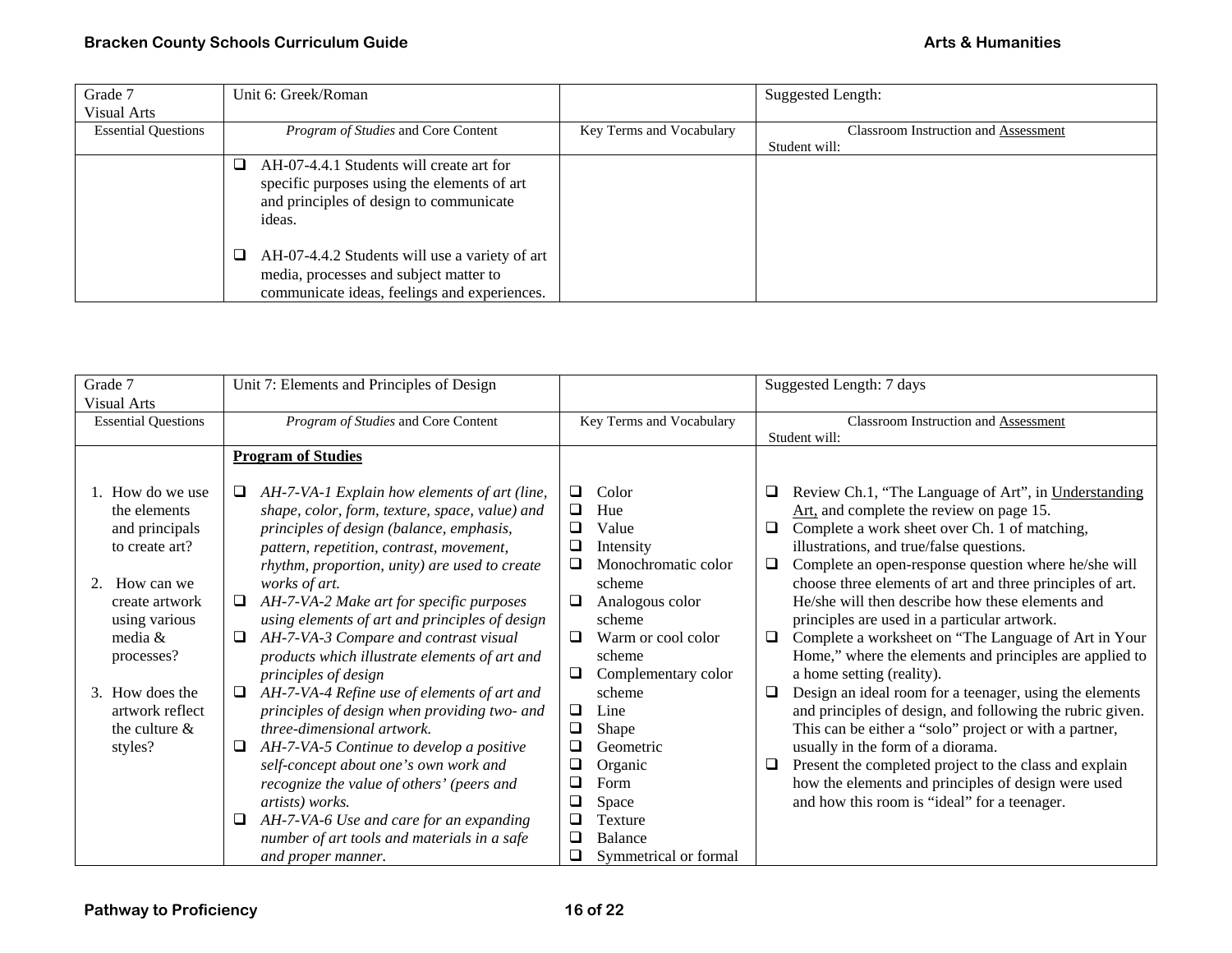| Grade 7 Visual Arts | Unit 6: Greek/Roman | | Suggested Length: |
|---|---|---|---|
| Essential Questions | *Program of Studies* and Core Content | Key Terms and Vocabulary | Classroom Instruction and Assessment<br>Student will: |
| | ❑ AH-07-4.4.1 Students will create art for specific purposes using the elements of art and principles of design to communicate ideas.<br><br>❑ AH-07-4.4.2 Students will use a variety of art media, processes and subject matter to communicate ideas, feelings and experiences. | | |

| Grade 7 Visual Arts | Unit 7: Elements and Principles of Design | | Suggested Length: 7 days |
|---|---|---|---|
| Essential Questions | *Program of Studies* and Core Content | Key Terms and Vocabulary | Classroom Instruction and Assessment<br>Student will: |
| 1. How do we use the elements and principals to create art?<br><br>2. How can we create artwork using various media & processes?<br><br>3. How does the artwork reflect the culture & styles? | **<u>Program of Studies</u>**<br><br>❑ *AH-7-VA-1 Explain how elements of art (line, shape, color, form, texture, space, value) and principles of design (balance, emphasis, pattern, repetition, contrast, movement, rhythm, proportion, unity) are used to create works of art.*<br>❑ *AH-7-VA-2 Make art for specific purposes using elements of art and principles of design*<br>❑ *AH-7-VA-3 Compare and contrast visual products which illustrate elements of art and principles of design*<br>❑ *AH-7-VA-4 Refine use of elements of art and principles of design when providing two- and three-dimensional artwork.*<br>❑ *AH-7-VA-5 Continue to develop a positive self-concept about one's own work and recognize the value of others' (peers and artists) works.*<br>❑ *AH-7-VA-6 Use and care for an expanding number of art tools and materials in a safe and proper manner.* | ❑ Color<br>❑ Hue<br>❑ Value<br>❑ Intensity<br>❑ Monochromatic color scheme<br>❑ Analogous color scheme<br>❑ Warm or cool color scheme<br>❑ Complementary color scheme<br>❑ Line<br>❑ Shape<br>❑ Geometric<br>❑ Organic<br>❑ Form<br>❑ Space<br>❑ Texture<br>❑ Balance<br>❑ Symmetrical or formal | ❑ Review Ch.1, "The Language of Art", in <u>Understanding Art,</u> and complete the review on page 15.<br>❑ Complete a work sheet over Ch. 1 of matching, illustrations, and true/false questions.<br>❑ Complete an open-response question where he/she will choose three elements of art and three principles of art. He/she will then describe how these elements and principles are used in a particular artwork.<br>❑ Complete a worksheet on "The Language of Art in Your Home," where the elements and principles are applied to a home setting (reality).<br>❑ Design an ideal room for a teenager, using the elements and principles of design, and following the rubric given. This can be either a "solo" project or with a partner, usually in the form of a diorama.<br>❑ Present the completed project to the class and explain how the elements and principles of design were used and how this room is "ideal" for a teenager. |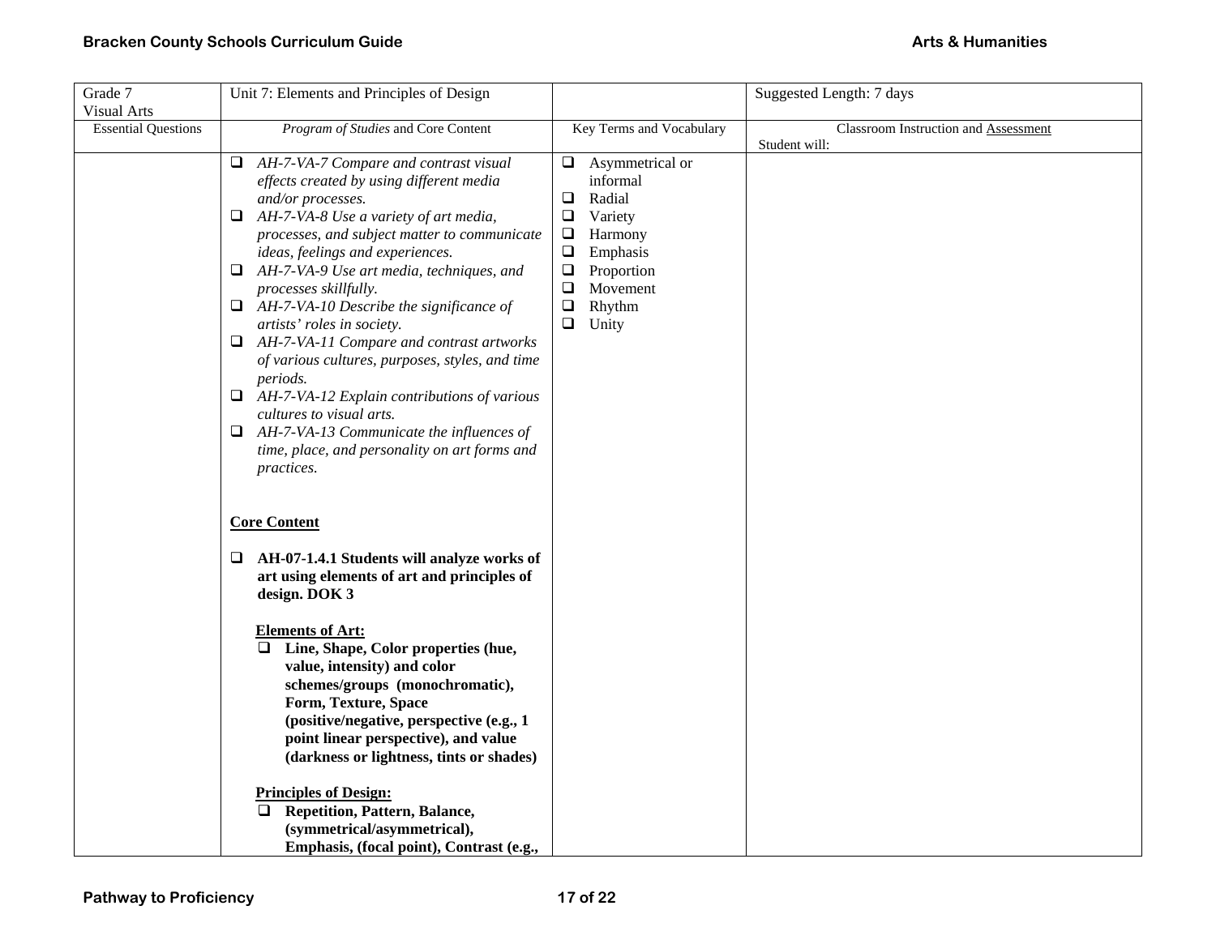| Grade 7 Visual Arts | Unit 7: Elements and Principles of Design | | Suggested Length: 7 days |
|---|---|---|---|
| Essential Questions | *Program of Studies* and Core Content | Key Terms and Vocabulary | Classroom Instruction and Assessment<br>Student will: |
| | ❑ *AH-7-VA-7 Compare and contrast visual effects created by using different media and/or processes.*<br>❑ *AH-7-VA-8 Use a variety of art media, processes, and subject matter to communicate ideas, feelings and experiences.*<br>❑ *AH-7-VA-9 Use art media, techniques, and processes skillfully.*<br>❑ *AH-7-VA-10 Describe the significance of artists' roles in society.*<br>❑ *AH-7-VA-11 Compare and contrast artworks of various cultures, purposes, styles, and time periods.*<br>❑ *AH-7-VA-12 Explain contributions of various cultures to visual arts.*<br>❑ *AH-7-VA-13 Communicate the influences of time, place, and personality on art forms and practices.*<br><br>**Core Content**<br><br>❑ **AH-07-1.4.1 Students will analyze works of art using elements of art and principles of design. DOK 3**<br><br>**Elements of Art:**<br>❑ **Line, Shape, Color properties (hue, value, intensity) and color schemes/groups (monochromatic), Form, Texture, Space (positive/negative, perspective (e.g., 1 point linear perspective), and value (darkness or lightness, tints or shades)**<br><br>**Principles of Design:**<br>❑ **Repetition, Pattern, Balance, (symmetrical/asymmetrical), Emphasis, (focal point), Contrast (e.g.,** | ❑ Asymmetrical or informal<br>❑ Radial<br>❑ Variety<br>❑ Harmony<br>❑ Emphasis<br>❑ Proportion<br>❑ Movement<br>❑ Rhythm<br>❑ Unity | |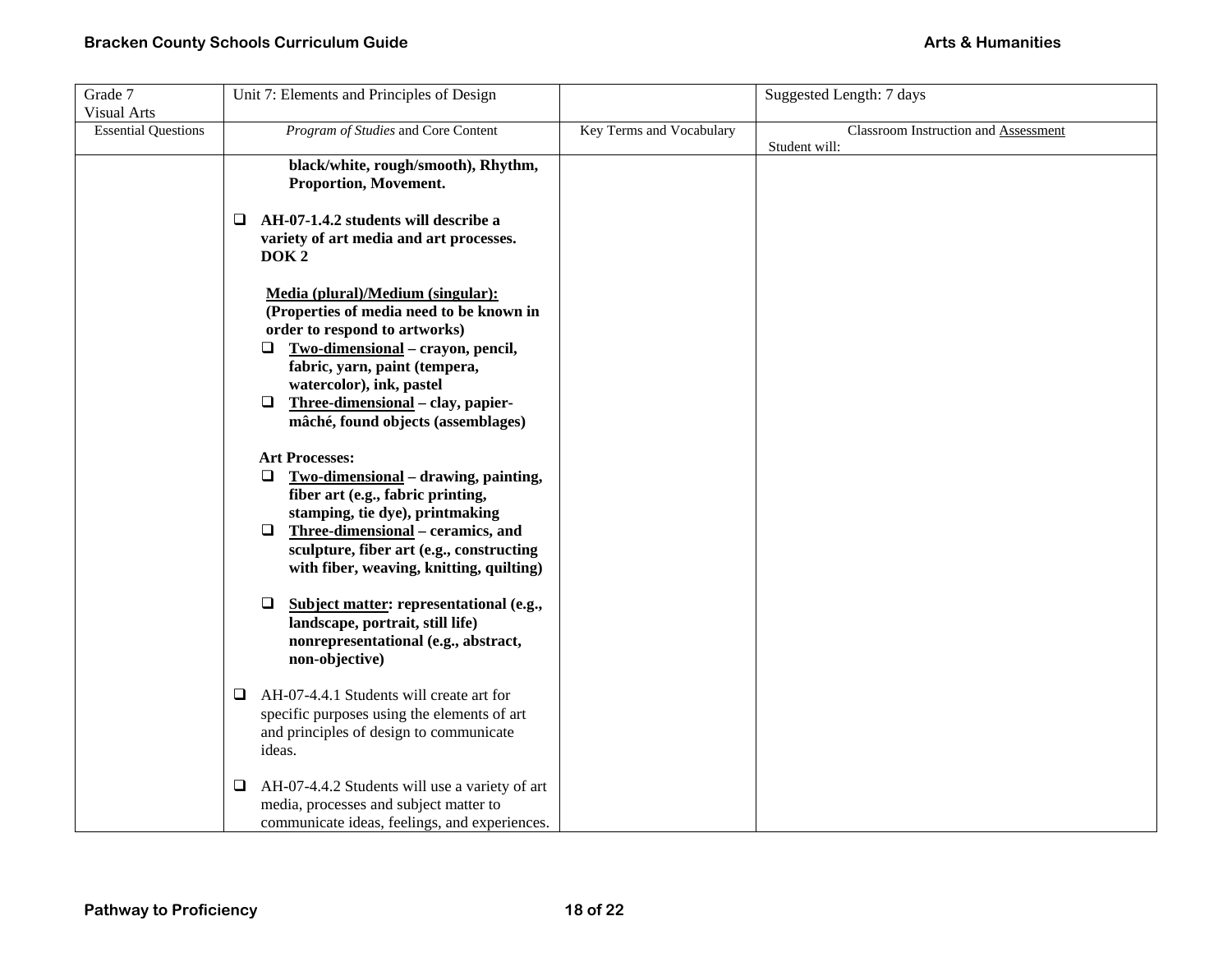| Grade 7 Visual Arts | Unit 7: Elements and Principles of Design | | Suggested Length: 7 days |
|---|---|---|---|
| Essential Questions | *Program of Studies* and Core Content | Key Terms and Vocabulary | Classroom Instruction and Assessment<br>Student will: |
| | **black/white, rough/smooth), Rhythm, Proportion, Movement.**<br><br>❑ **AH-07-1.4.2 students will describe a variety of art media and art processes. DOK 2**<br><br>**Media (plural)/Medium (singular): (Properties of media need to be known in order to respond to artworks)**<br>❑ **Two-dimensional – crayon, pencil, fabric, yarn, paint (tempera, watercolor), ink, pastel**<br>❑ **Three-dimensional – clay, papier-mâché, found objects (assemblages)**<br><br>**Art Processes:**<br>❑ **Two-dimensional – drawing, painting, fiber art (e.g., fabric printing, stamping, tie dye), printmaking**<br>❑ **Three-dimensional – ceramics, and sculpture, fiber art (e.g., constructing with fiber, weaving, knitting, quilting)**<br><br>❑ **Subject matter: representational (e.g., landscape, portrait, still life) nonrepresentational (e.g., abstract, non-objective)**<br><br>❑ AH-07-4.4.1 Students will create art for specific purposes using the elements of art and principles of design to communicate ideas.<br><br>❑ AH-07-4.4.2 Students will use a variety of art media, processes and subject matter to communicate ideas, feelings, and experiences. | | |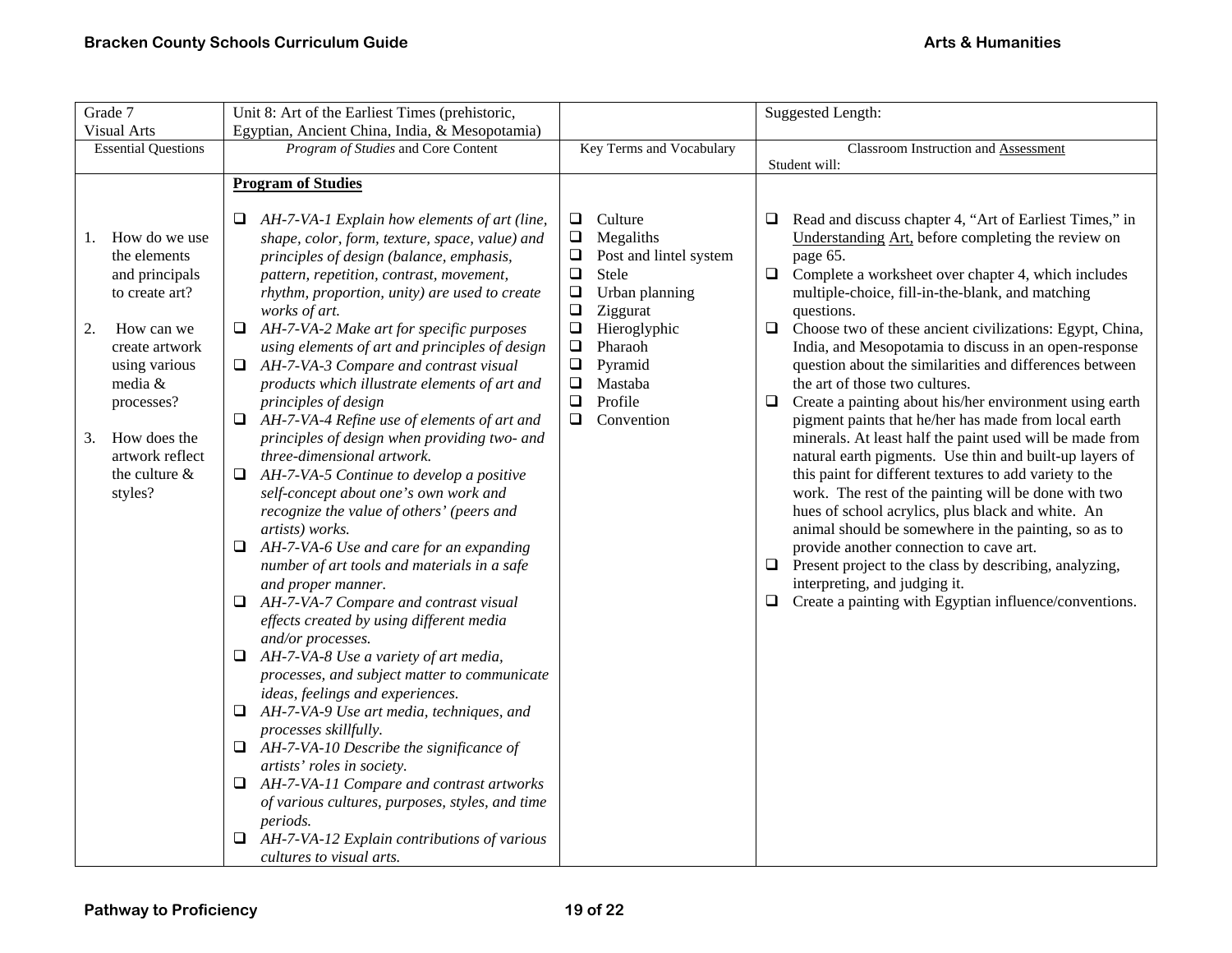| Grade 7<br>Visual Arts | Unit 8: Art of the Earliest Times (prehistoric, Egyptian, Ancient China, India, & Mesopotamia) | | Suggested Length: |
|---|---|---|---|
| Essential Questions | *Program of Studies* and Core Content | Key Terms and Vocabulary | Classroom Instruction and Assessment<br>Student will: |
| 1. How do we use the elements and principals to create art?<br><br>2. How can we create artwork using various media & processes?<br><br>3. How does the artwork reflect the culture & styles? | **Program of Studies**<br><br>❑ *AH-7-VA-1 Explain how elements of art (line, shape, color, form, texture, space, value) and principles of design (balance, emphasis, pattern, repetition, contrast, movement, rhythm, proportion, unity) are used to create works of art.*<br>❑ *AH-7-VA-2 Make art for specific purposes using elements of art and principles of design*<br>❑ *AH-7-VA-3 Compare and contrast visual products which illustrate elements of art and principles of design*<br>❑ *AH-7-VA-4 Refine use of elements of art and principles of design when providing two- and three-dimensional artwork.*<br>❑ *AH-7-VA-5 Continue to develop a positive self-concept about one's own work and recognize the value of others' (peers and artists) works.*<br>❑ *AH-7-VA-6 Use and care for an expanding number of art tools and materials in a safe and proper manner.*<br>❑ *AH-7-VA-7 Compare and contrast visual effects created by using different media and/or processes.*<br>❑ *AH-7-VA-8 Use a variety of art media, processes, and subject matter to communicate ideas, feelings and experiences.*<br>❑ *AH-7-VA-9 Use art media, techniques, and processes skillfully.*<br>❑ *AH-7-VA-10 Describe the significance of artists' roles in society.*<br>❑ *AH-7-VA-11 Compare and contrast artworks of various cultures, purposes, styles, and time periods.*<br>❑ *AH-7-VA-12 Explain contributions of various cultures to visual arts.* | ❑ Culture<br>❑ Megaliths<br>❑ Post and lintel system<br>❑ Stele<br>❑ Urban planning<br>❑ Ziggurat<br>❑ Hieroglyphic<br>❑ Pharaoh<br>❑ Pyramid<br>❑ Mastaba<br>❑ Profile<br>❑ Convention | ❑ Read and discuss chapter 4, "Art of Earliest Times," in Understanding Art, before completing the review on page 65.<br>❑ Complete a worksheet over chapter 4, which includes multiple-choice, fill-in-the-blank, and matching questions.<br>❑ Choose two of these ancient civilizations: Egypt, China, India, and Mesopotamia to discuss in an open-response question about the similarities and differences between the art of those two cultures.<br>❑ Create a painting about his/her environment using earth pigment paints that he/her has made from local earth minerals. At least half the paint used will be made from natural earth pigments. Use thin and built-up layers of this paint for different textures to add variety to the work. The rest of the painting will be done with two hues of school acrylics, plus black and white. An animal should be somewhere in the painting, so as to provide another connection to cave art.<br>❑ Present project to the class by describing, analyzing, interpreting, and judging it.<br>❑ Create a painting with Egyptian influence/conventions. |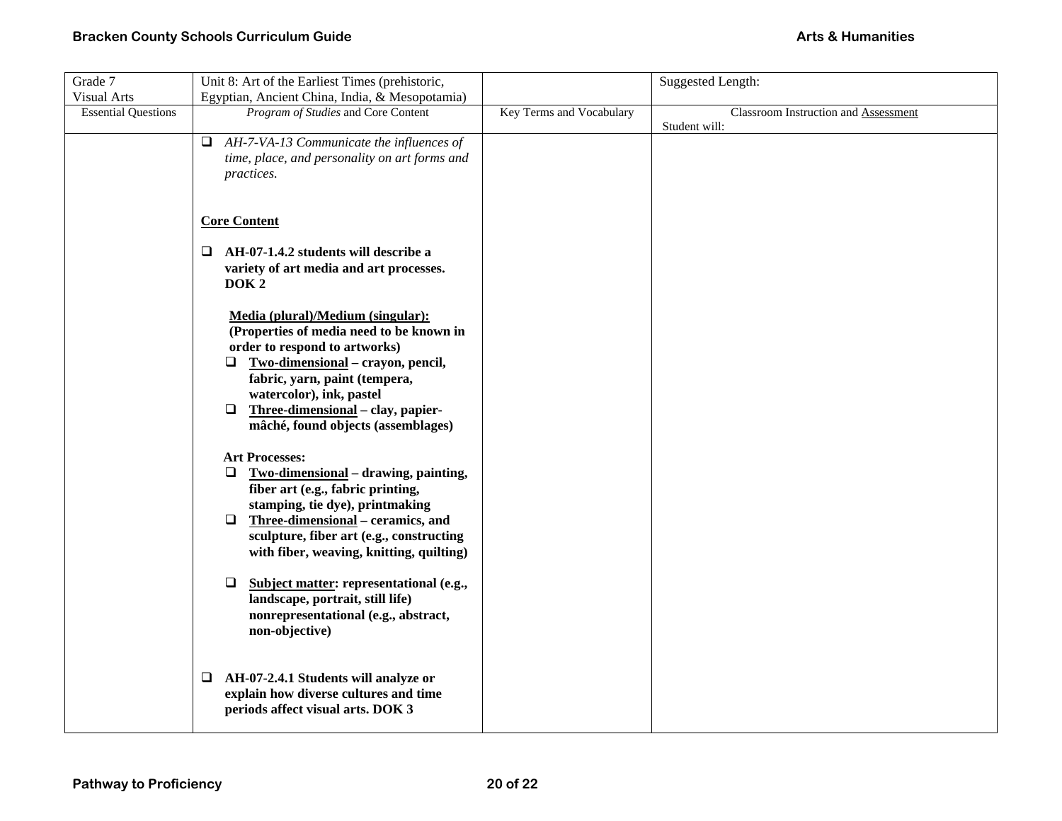| Grade 7<br>Visual Arts | Unit 8: Art of the Earliest Times (prehistoric, Egyptian, Ancient China, India, & Mesopotamia) | | Suggested Length: |
|---|---|---|---|
| Essential Questions | *Program of Studies* and Core Content | Key Terms and Vocabulary | Classroom Instruction and Assessment<br>Student will: |
| | ❑ *AH-7-VA-13 Communicate the influences of time, place, and personality on art forms and practices.*<br><br>**Core Content**<br><br>❑ **AH-07-1.4.2 students will describe a variety of art media and art processes. DOK 2**<br><br>**Media (plural)/Medium (singular): (Properties of media need to be known in order to respond to artworks)**<br>❑ **Two-dimensional – crayon, pencil, fabric, yarn, paint (tempera, watercolor), ink, pastel**<br>❑ **Three-dimensional – clay, papier-mâché, found objects (assemblages)**<br><br>**Art Processes:**<br>❑ **Two-dimensional – drawing, painting, fiber art (e.g., fabric printing, stamping, tie dye), printmaking**<br>❑ **Three-dimensional – ceramics, and sculpture, fiber art (e.g., constructing with fiber, weaving, knitting, quilting)**<br><br>❑ **Subject matter: representational (e.g., landscape, portrait, still life) nonrepresentational (e.g., abstract, non-objective)**<br><br>❑ **AH-07-2.4.1 Students will analyze or explain how diverse cultures and time periods affect visual arts. DOK 3** | | |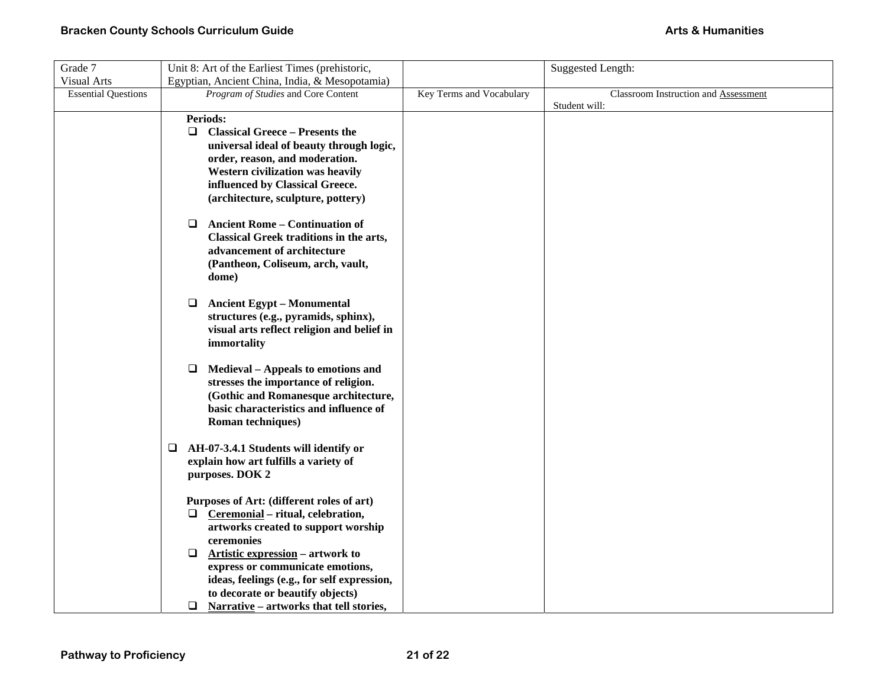| Grade 7<br>Visual Arts | Unit 8: Art of the Earliest Times (prehistoric, Egyptian, Ancient China, India, & Mesopotamia) | | Suggested Length: |
|---|---|---|---|
| Essential Questions | *Program of Studies* and Core Content | Key Terms and Vocabulary | Classroom Instruction and Assessment<br>Student will: |
| | **Periods:**<br>❑ **Classical Greece – Presents the universal ideal of beauty through logic, order, reason, and moderation. Western civilization was heavily influenced by Classical Greece. (architecture, sculpture, pottery)**<br><br>❑ **Ancient Rome – Continuation of Classical Greek traditions in the arts, advancement of architecture (Pantheon, Coliseum, arch, vault, dome)**<br><br>❑ **Ancient Egypt – Monumental structures (e.g., pyramids, sphinx), visual arts reflect religion and belief in immortality**<br><br>❑ **Medieval – Appeals to emotions and stresses the importance of religion. (Gothic and Romanesque architecture, basic characteristics and influence of Roman techniques)**<br><br>❑ **AH-07-3.4.1 Students will identify or explain how art fulfills a variety of purposes. DOK 2**<br><br>**Purposes of Art: (different roles of art)**<br>❑ **<u>Ceremonial</u> – ritual, celebration, artworks created to support worship ceremonies**<br>❑ **<u>Artistic expression</u> – artwork to express or communicate emotions, ideas, feelings (e.g., for self expression, to decorate or beautify objects)**<br>❑ **<u>Narrative</u> – artworks that tell stories,** | | |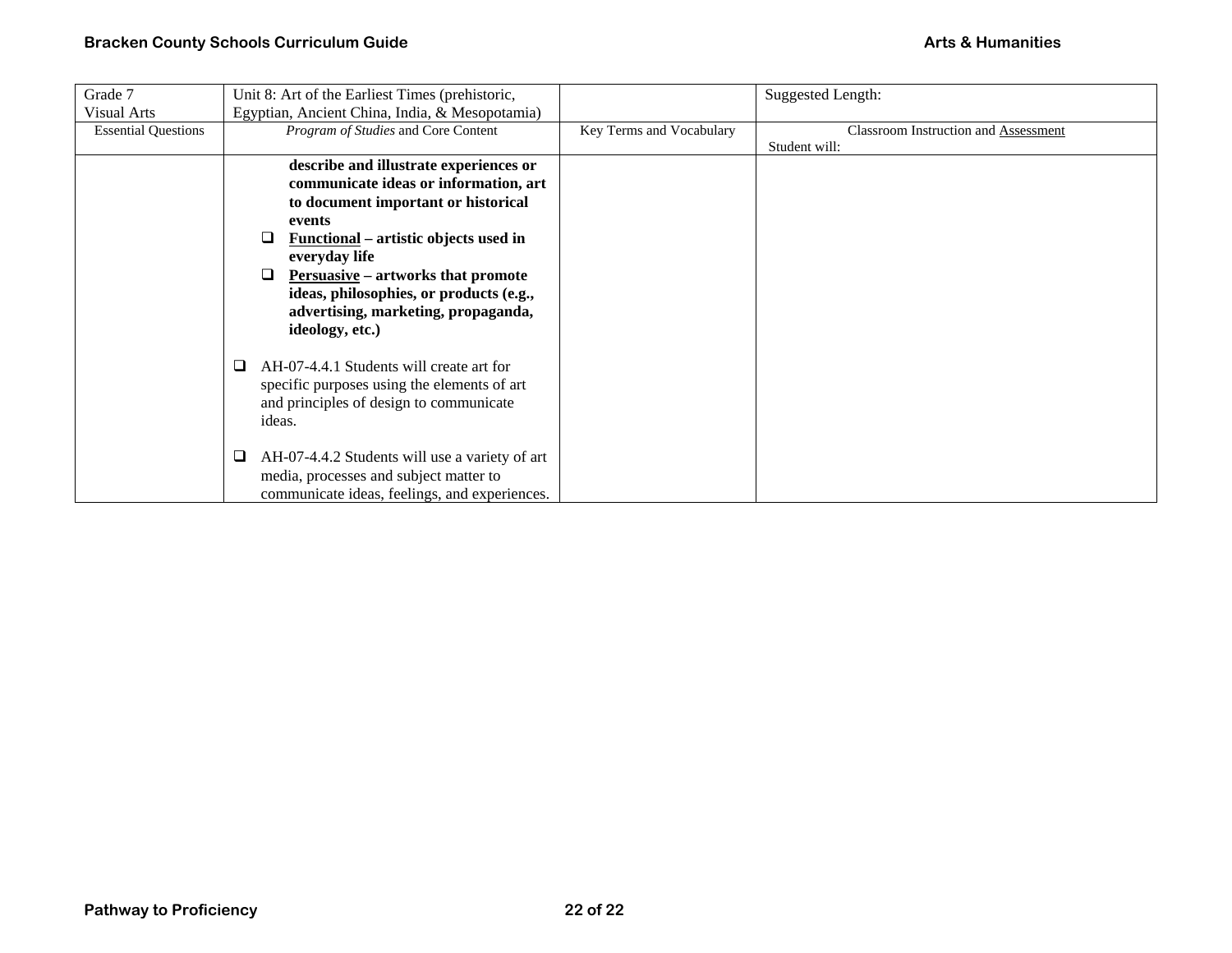| Grade 7 Visual Arts | Unit 8: Art of the Earliest Times (prehistoric, Egyptian, Ancient China, India, & Mesopotamia) | | Suggested Length: |
|---|---|---|---|
| Essential Questions | *Program of Studies* and Core Content | Key Terms and Vocabulary | Classroom Instruction and Assessment<br>Student will: |
| | **describe and illustrate experiences or communicate ideas or information, art to document important or historical events**<br>❑ **Functional – artistic objects used in everyday life**<br>❑ **Persuasive – artworks that promote ideas, philosophies, or products (e.g., advertising, marketing, propaganda, ideology, etc.)**<br><br>❑ AH-07-4.4.1 Students will create art for specific purposes using the elements of art and principles of design to communicate ideas.<br><br>❑ AH-07-4.4.2 Students will use a variety of art media, processes and subject matter to communicate ideas, feelings, and experiences. | | |